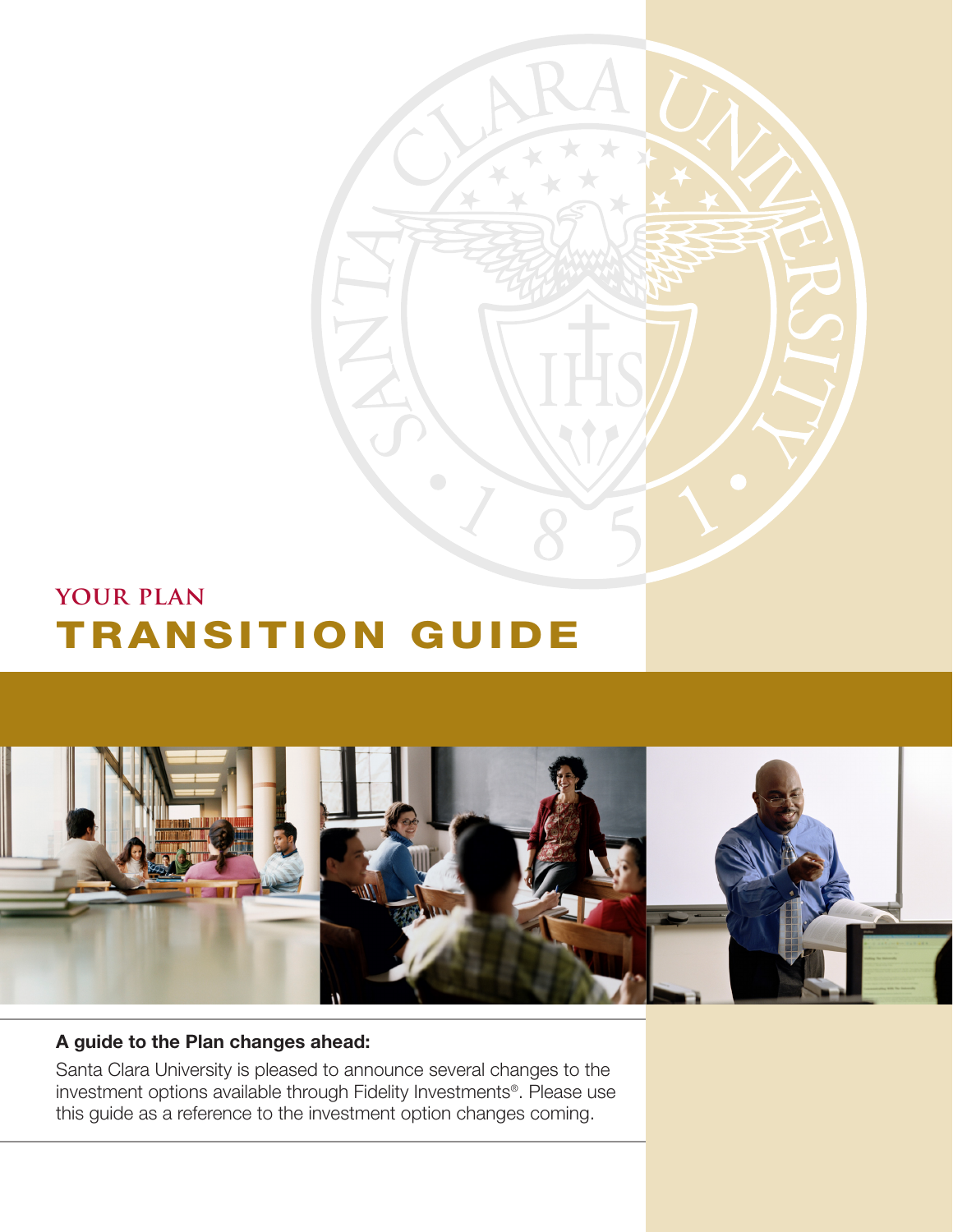# YOUR PLAN
# TRANSITION GUIDE

**A guide to the Plan changes ahead:**

Santa Clara University is pleased to announce several changes to the investment options available through Fidelity Investments®. Please use this guide as a reference to the investment option changes coming.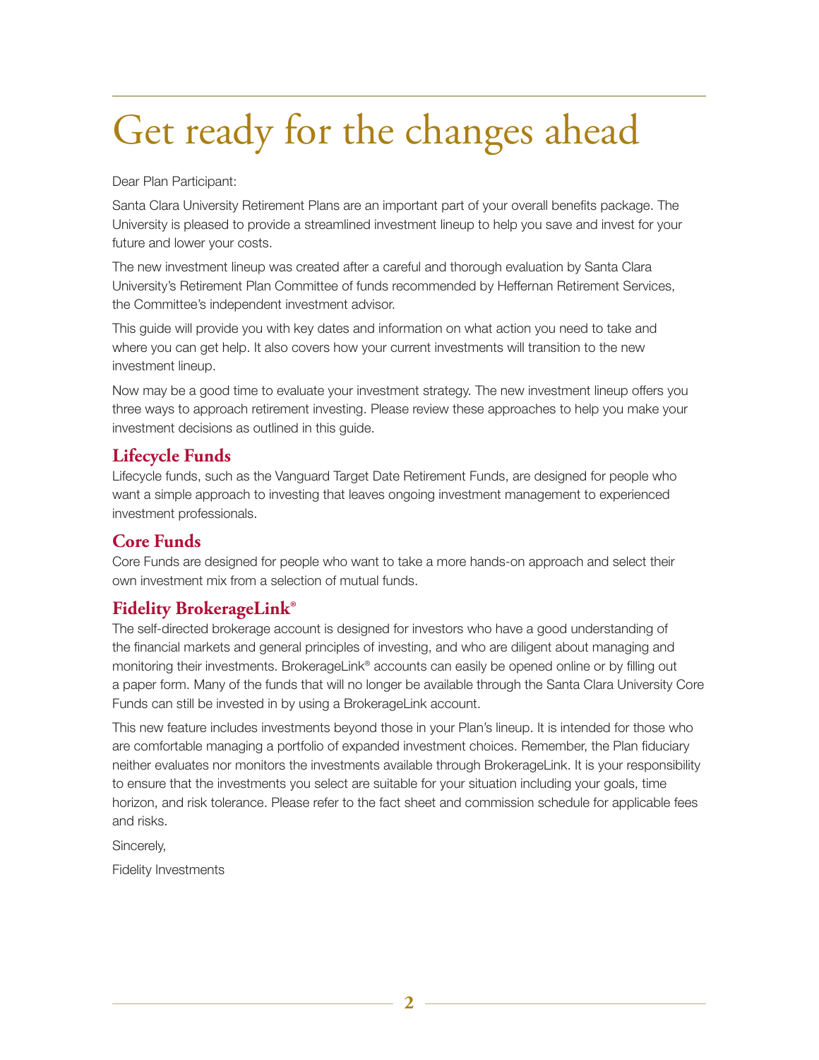# Get ready for the changes ahead

Dear Plan Participant:

Santa Clara University Retirement Plans are an important part of your overall benefits package. The University is pleased to provide a streamlined investment lineup to help you save and invest for your future and lower your costs.

The new investment lineup was created after a careful and thorough evaluation by Santa Clara University's Retirement Plan Committee of funds recommended by Heffernan Retirement Services, the Committee's independent investment advisor.

This guide will provide you with key dates and information on what action you need to take and where you can get help. It also covers how your current investments will transition to the new investment lineup.

Now may be a good time to evaluate your investment strategy. The new investment lineup offers you three ways to approach retirement investing. Please review these approaches to help you make your investment decisions as outlined in this guide.

## Lifecycle Funds

Lifecycle funds, such as the Vanguard Target Date Retirement Funds, are designed for people who want a simple approach to investing that leaves ongoing investment management to experienced investment professionals.

## Core Funds

Core Funds are designed for people who want to take a more hands-on approach and select their own investment mix from a selection of mutual funds.

## Fidelity BrokerageLink®

The self-directed brokerage account is designed for investors who have a good understanding of the financial markets and general principles of investing, and who are diligent about managing and monitoring their investments. BrokerageLink® accounts can easily be opened online or by filling out a paper form. Many of the funds that will no longer be available through the Santa Clara University Core Funds can still be invested in by using a BrokerageLink account.

This new feature includes investments beyond those in your Plan's lineup. It is intended for those who are comfortable managing a portfolio of expanded investment choices. Remember, the Plan fiduciary neither evaluates nor monitors the investments available through BrokerageLink. It is your responsibility to ensure that the investments you select are suitable for your situation including your goals, time horizon, and risk tolerance. Please refer to the fact sheet and commission schedule for applicable fees and risks.

Sincerely,

Fidelity Investments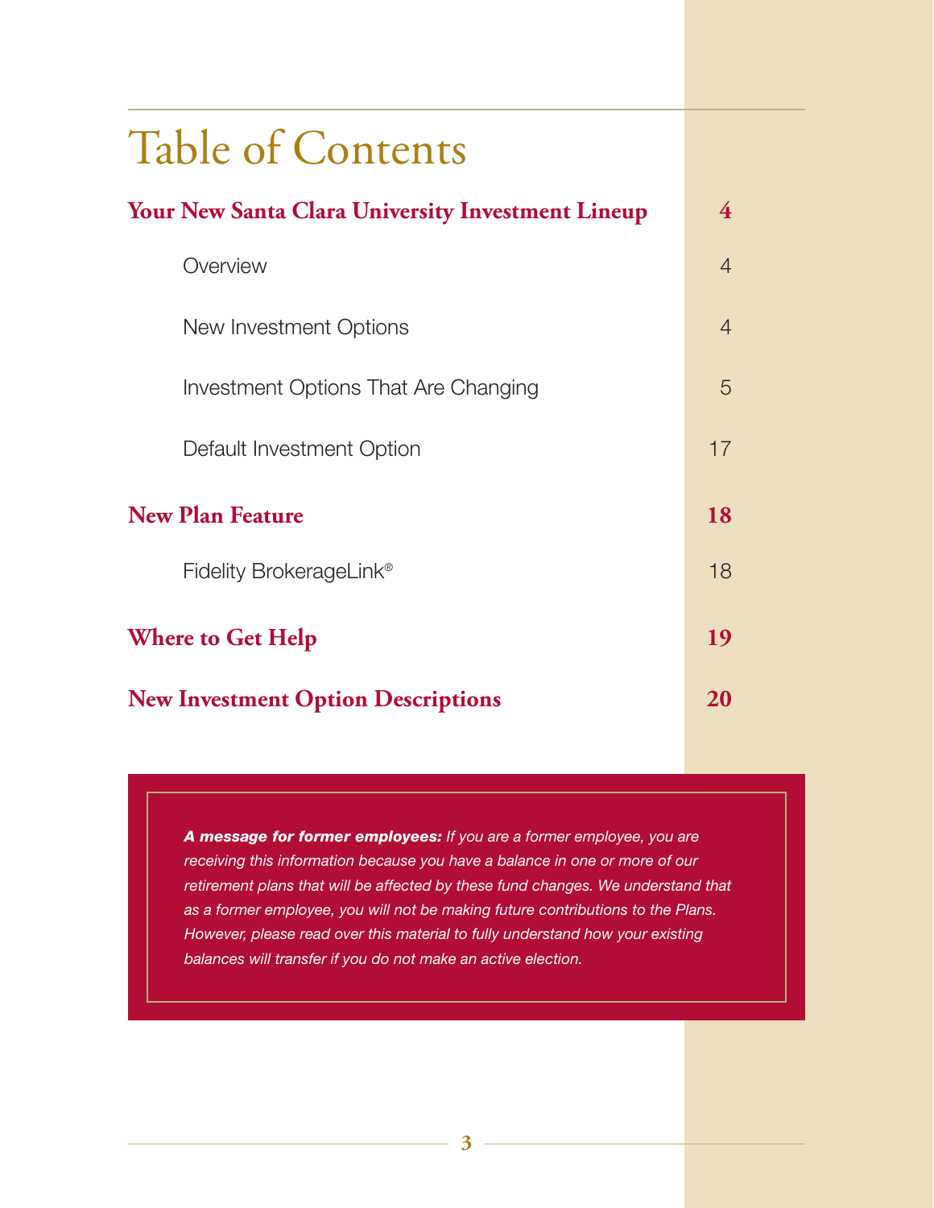# Table of Contents

| | |
|---|---|
| **Your New Santa Clara University Investment Lineup** | **4** |
| Overview | 4 |
| New Investment Options | 4 |
| Investment Options That Are Changing | 5 |
| Default Investment Option | 17 |
| **New Plan Feature** | **18** |
| Fidelity BrokerageLink® | 18 |
| **Where to Get Help** | **19** |
| **New Investment Option Descriptions** | **20** |

***A message for former employees:*** *If you are a former employee, you are receiving this information because you have a balance in one or more of our retirement plans that will be affected by these fund changes. We understand that as a former employee, you will not be making future contributions to the Plans. However, please read over this material to fully understand how your existing balances will transfer if you do not make an active election.*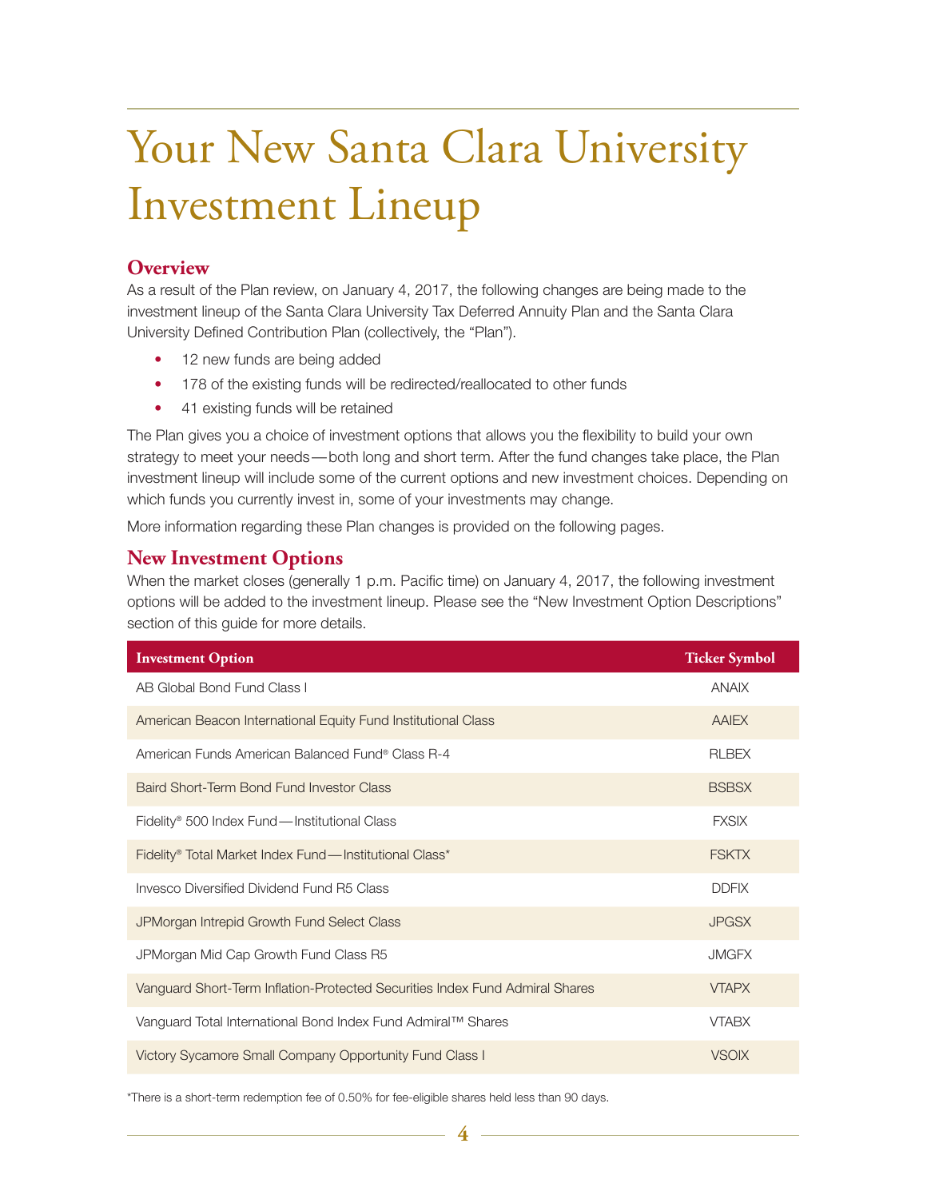# Your New Santa Clara University Investment Lineup

## Overview

As a result of the Plan review, on January 4, 2017, the following changes are being made to the investment lineup of the Santa Clara University Tax Deferred Annuity Plan and the Santa Clara University Defined Contribution Plan (collectively, the "Plan").

- 12 new funds are being added
- 178 of the existing funds will be redirected/reallocated to other funds
- 41 existing funds will be retained

The Plan gives you a choice of investment options that allows you the flexibility to build your own strategy to meet your needs—both long and short term. After the fund changes take place, the Plan investment lineup will include some of the current options and new investment choices. Depending on which funds you currently invest in, some of your investments may change.

More information regarding these Plan changes is provided on the following pages.

## New Investment Options

When the market closes (generally 1 p.m. Pacific time) on January 4, 2017, the following investment options will be added to the investment lineup. Please see the "New Investment Option Descriptions" section of this guide for more details.

| Investment Option | Ticker Symbol |
|---|---|
| AB Global Bond Fund Class I | ANAIX |
| American Beacon International Equity Fund Institutional Class | AAIEX |
| American Funds American Balanced Fund® Class R-4 | RLBEX |
| Baird Short-Term Bond Fund Investor Class | BSBSX |
| Fidelity® 500 Index Fund—Institutional Class | FXSIX |
| Fidelity® Total Market Index Fund—Institutional Class* | FSKTX |
| Invesco Diversified Dividend Fund R5 Class | DDFIX |
| JPMorgan Intrepid Growth Fund Select Class | JPGSX |
| JPMorgan Mid Cap Growth Fund Class R5 | JMGFX |
| Vanguard Short-Term Inflation-Protected Securities Index Fund Admiral Shares | VTAPX |
| Vanguard Total International Bond Index Fund Admiral™ Shares | VTABX |
| Victory Sycamore Small Company Opportunity Fund Class I | VSOIX |

*There is a short-term redemption fee of 0.50% for fee-eligible shares held less than 90 days.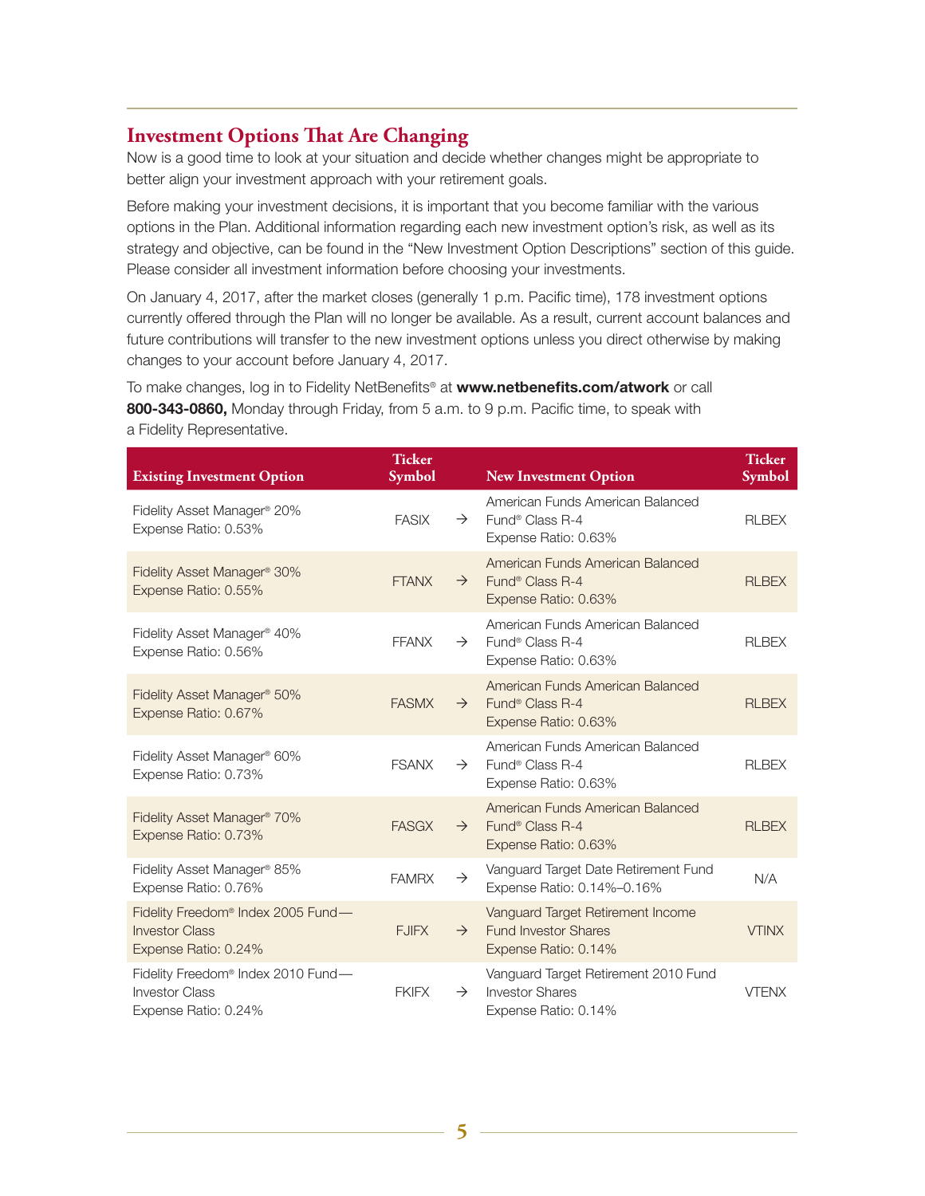## Investment Options That Are Changing

Now is a good time to look at your situation and decide whether changes might be appropriate to better align your investment approach with your retirement goals.

Before making your investment decisions, it is important that you become familiar with the various options in the Plan. Additional information regarding each new investment option's risk, as well as its strategy and objective, can be found in the "New Investment Option Descriptions" section of this guide. Please consider all investment information before choosing your investments.

On January 4, 2017, after the market closes (generally 1 p.m. Pacific time), 178 investment options currently offered through the Plan will no longer be available. As a result, current account balances and future contributions will transfer to the new investment options unless you direct otherwise by making changes to your account before January 4, 2017.

To make changes, log in to Fidelity NetBenefits® at **www.netbenefits.com/atwork** or call **800-343-0860,** Monday through Friday, from 5 a.m. to 9 p.m. Pacific time, to speak with a Fidelity Representative.

| Existing Investment Option | Ticker Symbol | | New Investment Option | Ticker Symbol |
|---|---|---|---|---|
| Fidelity Asset Manager® 20% Expense Ratio: 0.53% | FASIX | → | American Funds American Balanced Fund® Class R-4 Expense Ratio: 0.63% | RLBEX |
| Fidelity Asset Manager® 30% Expense Ratio: 0.55% | FTANX | → | American Funds American Balanced Fund® Class R-4 Expense Ratio: 0.63% | RLBEX |
| Fidelity Asset Manager® 40% Expense Ratio: 0.56% | FFANX | → | American Funds American Balanced Fund® Class R-4 Expense Ratio: 0.63% | RLBEX |
| Fidelity Asset Manager® 50% Expense Ratio: 0.67% | FASMX | → | American Funds American Balanced Fund® Class R-4 Expense Ratio: 0.63% | RLBEX |
| Fidelity Asset Manager® 60% Expense Ratio: 0.73% | FSANX | → | American Funds American Balanced Fund® Class R-4 Expense Ratio: 0.63% | RLBEX |
| Fidelity Asset Manager® 70% Expense Ratio: 0.73% | FASGX | → | American Funds American Balanced Fund® Class R-4 Expense Ratio: 0.63% | RLBEX |
| Fidelity Asset Manager® 85% Expense Ratio: 0.76% | FAMRX | → | Vanguard Target Date Retirement Fund Expense Ratio: 0.14%–0.16% | N/A |
| Fidelity Freedom® Index 2005 Fund—Investor Class Expense Ratio: 0.24% | FJIFX | → | Vanguard Target Retirement Income Fund Investor Shares Expense Ratio: 0.14% | VTINX |
| Fidelity Freedom® Index 2010 Fund—Investor Class Expense Ratio: 0.24% | FKIFX | → | Vanguard Target Retirement 2010 Fund Investor Shares Expense Ratio: 0.14% | VTENX |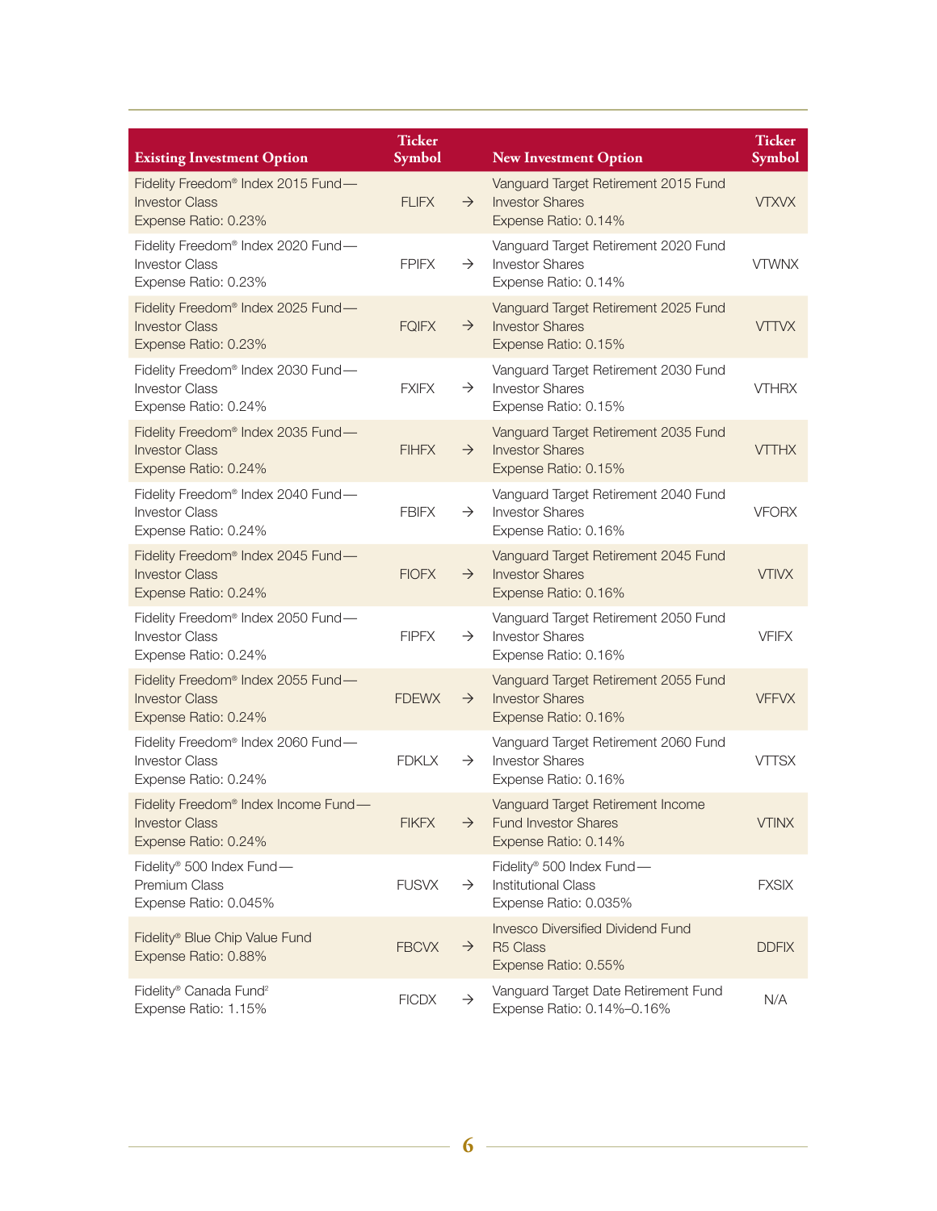| Existing Investment Option | Ticker Symbol | | New Investment Option | Ticker Symbol |
|---|---|---|---|---|
| Fidelity Freedom® Index 2015 Fund—Investor Class Expense Ratio: 0.23% | FLIFX | → | Vanguard Target Retirement 2015 Fund Investor Shares Expense Ratio: 0.14% | VTXVX |
| Fidelity Freedom® Index 2020 Fund—Investor Class Expense Ratio: 0.23% | FPIFX | → | Vanguard Target Retirement 2020 Fund Investor Shares Expense Ratio: 0.14% | VTWNX |
| Fidelity Freedom® Index 2025 Fund—Investor Class Expense Ratio: 0.23% | FQIFX | → | Vanguard Target Retirement 2025 Fund Investor Shares Expense Ratio: 0.15% | VTTVX |
| Fidelity Freedom® Index 2030 Fund—Investor Class Expense Ratio: 0.24% | FXIFX | → | Vanguard Target Retirement 2030 Fund Investor Shares Expense Ratio: 0.15% | VTHRX |
| Fidelity Freedom® Index 2035 Fund—Investor Class Expense Ratio: 0.24% | FIHFX | → | Vanguard Target Retirement 2035 Fund Investor Shares Expense Ratio: 0.15% | VTTHX |
| Fidelity Freedom® Index 2040 Fund—Investor Class Expense Ratio: 0.24% | FBIFX | → | Vanguard Target Retirement 2040 Fund Investor Shares Expense Ratio: 0.16% | VFORX |
| Fidelity Freedom® Index 2045 Fund—Investor Class Expense Ratio: 0.24% | FIOFX | → | Vanguard Target Retirement 2045 Fund Investor Shares Expense Ratio: 0.16% | VTIVX |
| Fidelity Freedom® Index 2050 Fund—Investor Class Expense Ratio: 0.24% | FIPFX | → | Vanguard Target Retirement 2050 Fund Investor Shares Expense Ratio: 0.16% | VFIFX |
| Fidelity Freedom® Index 2055 Fund—Investor Class Expense Ratio: 0.24% | FDEWX | → | Vanguard Target Retirement 2055 Fund Investor Shares Expense Ratio: 0.16% | VFFVX |
| Fidelity Freedom® Index 2060 Fund—Investor Class Expense Ratio: 0.24% | FDKLX | → | Vanguard Target Retirement 2060 Fund Investor Shares Expense Ratio: 0.16% | VTTSX |
| Fidelity Freedom® Index Income Fund—Investor Class Expense Ratio: 0.24% | FIKFX | → | Vanguard Target Retirement Income Fund Investor Shares Expense Ratio: 0.14% | VTINX |
| Fidelity® 500 Index Fund—Premium Class Expense Ratio: 0.045% | FUSVX | → | Fidelity® 500 Index Fund—Institutional Class Expense Ratio: 0.035% | FXSIX |
| Fidelity® Blue Chip Value Fund Expense Ratio: 0.88% | FBCVX | → | Invesco Diversified Dividend Fund R5 Class Expense Ratio: 0.55% | DDFIX |
| Fidelity® Canada Fund[2] Expense Ratio: 1.15% | FICDX | → | Vanguard Target Date Retirement Fund Expense Ratio: 0.14%–0.16% | N/A |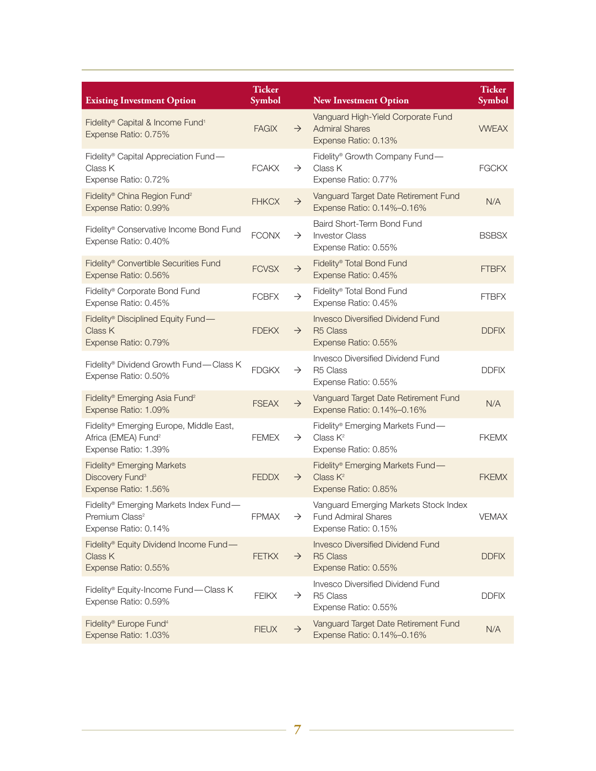| Existing Investment Option | Ticker Symbol | | New Investment Option | Ticker Symbol |
|---|---|---|---|---|
| Fidelity® Capital & Income Fund[1]<br>Expense Ratio: 0.75% | FAGIX | → | Vanguard High-Yield Corporate Fund Admiral Shares<br>Expense Ratio: 0.13% | VWEAX |
| Fidelity® Capital Appreciation Fund—Class K<br>Expense Ratio: 0.72% | FCAKX | → | Fidelity® Growth Company Fund—Class K<br>Expense Ratio: 0.77% | FGCKX |
| Fidelity® China Region Fund[2]<br>Expense Ratio: 0.99% | FHKCX | → | Vanguard Target Date Retirement Fund<br>Expense Ratio: 0.14%–0.16% | N/A |
| Fidelity® Conservative Income Bond Fund<br>Expense Ratio: 0.40% | FCONX | → | Baird Short-Term Bond Fund Investor Class<br>Expense Ratio: 0.55% | BSBSX |
| Fidelity® Convertible Securities Fund<br>Expense Ratio: 0.56% | FCVSX | → | Fidelity® Total Bond Fund<br>Expense Ratio: 0.45% | FTBFX |
| Fidelity® Corporate Bond Fund<br>Expense Ratio: 0.45% | FCBFX | → | Fidelity® Total Bond Fund<br>Expense Ratio: 0.45% | FTBFX |
| Fidelity® Disciplined Equity Fund—Class K<br>Expense Ratio: 0.79% | FDEKX | → | Invesco Diversified Dividend Fund R5 Class<br>Expense Ratio: 0.55% | DDFIX |
| Fidelity® Dividend Growth Fund—Class K<br>Expense Ratio: 0.50% | FDGKX | → | Invesco Diversified Dividend Fund R5 Class<br>Expense Ratio: 0.55% | DDFIX |
| Fidelity® Emerging Asia Fund[2]<br>Expense Ratio: 1.09% | FSEAX | → | Vanguard Target Date Retirement Fund<br>Expense Ratio: 0.14%–0.16% | N/A |
| Fidelity® Emerging Europe, Middle East, Africa (EMEA) Fund[2]<br>Expense Ratio: 1.39% | FEMEX | → | Fidelity® Emerging Markets Fund—Class K[2]<br>Expense Ratio: 0.85% | FKEMX |
| Fidelity® Emerging Markets Discovery Fund[3]<br>Expense Ratio: 1.56% | FEDDX | → | Fidelity® Emerging Markets Fund—Class K[2]<br>Expense Ratio: 0.85% | FKEMX |
| Fidelity® Emerging Markets Index Fund—Premium Class[2]<br>Expense Ratio: 0.14% | FPMAX | → | Vanguard Emerging Markets Stock Index Fund Admiral Shares<br>Expense Ratio: 0.15% | VEMAX |
| Fidelity® Equity Dividend Income Fund—Class K<br>Expense Ratio: 0.55% | FETKX | → | Invesco Diversified Dividend Fund R5 Class<br>Expense Ratio: 0.55% | DDFIX |
| Fidelity® Equity-Income Fund—Class K<br>Expense Ratio: 0.59% | FEIKX | → | Invesco Diversified Dividend Fund R5 Class<br>Expense Ratio: 0.55% | DDFIX |
| Fidelity® Europe Fund[4]<br>Expense Ratio: 1.03% | FIEUX | → | Vanguard Target Date Retirement Fund<br>Expense Ratio: 0.14%–0.16% | N/A |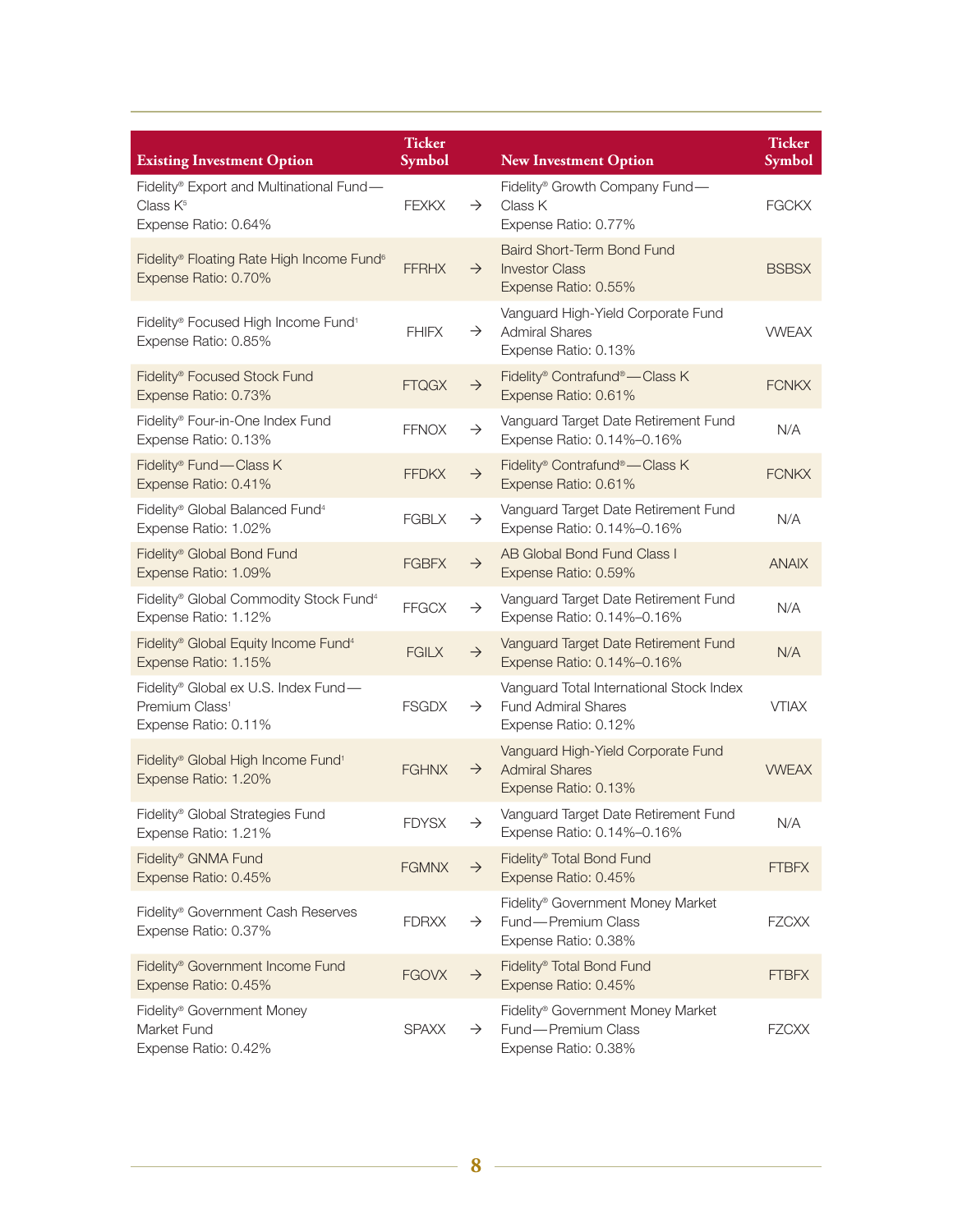| Existing Investment Option | Ticker Symbol | | New Investment Option | Ticker Symbol |
|---|---|---|---|---|
| Fidelity® Export and Multinational Fund—Class K[5] Expense Ratio: 0.64% | FEXKX | → | Fidelity® Growth Company Fund—Class K Expense Ratio: 0.77% | FGCKX |
| Fidelity® Floating Rate High Income Fund[6] Expense Ratio: 0.70% | FFRHX | → | Baird Short-Term Bond Fund Investor Class Expense Ratio: 0.55% | BSBSX |
| Fidelity® Focused High Income Fund[1] Expense Ratio: 0.85% | FHIFX | → | Vanguard High-Yield Corporate Fund Admiral Shares Expense Ratio: 0.13% | VWEAX |
| Fidelity® Focused Stock Fund Expense Ratio: 0.73% | FTQGX | → | Fidelity® Contrafund®—Class K Expense Ratio: 0.61% | FCNKX |
| Fidelity® Four-in-One Index Fund Expense Ratio: 0.13% | FFNOX | → | Vanguard Target Date Retirement Fund Expense Ratio: 0.14%–0.16% | N/A |
| Fidelity® Fund—Class K Expense Ratio: 0.41% | FFDKX | → | Fidelity® Contrafund®—Class K Expense Ratio: 0.61% | FCNKX |
| Fidelity® Global Balanced Fund[4] Expense Ratio: 1.02% | FGBLX | → | Vanguard Target Date Retirement Fund Expense Ratio: 0.14%–0.16% | N/A |
| Fidelity® Global Bond Fund Expense Ratio: 1.09% | FGBFX | → | AB Global Bond Fund Class I Expense Ratio: 0.59% | ANAIX |
| Fidelity® Global Commodity Stock Fund[4] Expense Ratio: 1.12% | FFGCX | → | Vanguard Target Date Retirement Fund Expense Ratio: 0.14%–0.16% | N/A |
| Fidelity® Global Equity Income Fund[4] Expense Ratio: 1.15% | FGILX | → | Vanguard Target Date Retirement Fund Expense Ratio: 0.14%–0.16% | N/A |
| Fidelity® Global ex U.S. Index Fund—Premium Class[1] Expense Ratio: 0.11% | FSGDX | → | Vanguard Total International Stock Index Fund Admiral Shares Expense Ratio: 0.12% | VTIAX |
| Fidelity® Global High Income Fund[1] Expense Ratio: 1.20% | FGHNX | → | Vanguard High-Yield Corporate Fund Admiral Shares Expense Ratio: 0.13% | VWEAX |
| Fidelity® Global Strategies Fund Expense Ratio: 1.21% | FDYSX | → | Vanguard Target Date Retirement Fund Expense Ratio: 0.14%–0.16% | N/A |
| Fidelity® GNMA Fund Expense Ratio: 0.45% | FGMNX | → | Fidelity® Total Bond Fund Expense Ratio: 0.45% | FTBFX |
| Fidelity® Government Cash Reserves Expense Ratio: 0.37% | FDRXX | → | Fidelity® Government Money Market Fund—Premium Class Expense Ratio: 0.38% | FZCXX |
| Fidelity® Government Income Fund Expense Ratio: 0.45% | FGOVX | → | Fidelity® Total Bond Fund Expense Ratio: 0.45% | FTBFX |
| Fidelity® Government Money Market Fund Expense Ratio: 0.42% | SPAXX | → | Fidelity® Government Money Market Fund—Premium Class Expense Ratio: 0.38% | FZCXX |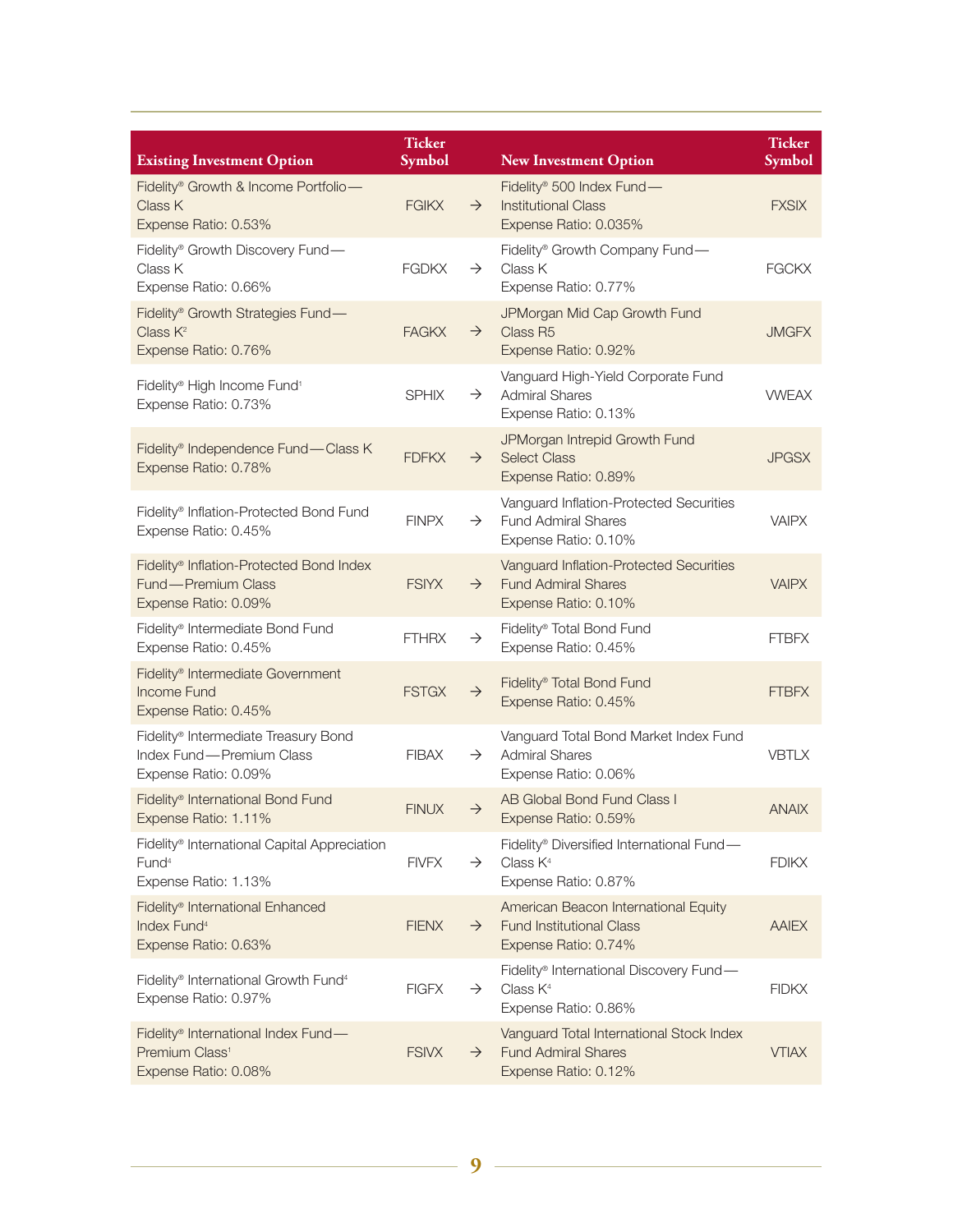| Existing Investment Option | Ticker Symbol | | New Investment Option | Ticker Symbol |
|---|---|---|---|---|
| Fidelity® Growth & Income Portfolio—Class K<br>Expense Ratio: 0.53% | FGIKX | → | Fidelity® 500 Index Fund—Institutional Class<br>Expense Ratio: 0.035% | FXSIX |
| Fidelity® Growth Discovery Fund—Class K<br>Expense Ratio: 0.66% | FGDKX | → | Fidelity® Growth Company Fund—Class K<br>Expense Ratio: 0.77% | FGCKX |
| Fidelity® Growth Strategies Fund—Class K[2]<br>Expense Ratio: 0.76% | FAGKX | → | JPMorgan Mid Cap Growth Fund Class R5<br>Expense Ratio: 0.92% | JMGFX |
| Fidelity® High Income Fund[1]<br>Expense Ratio: 0.73% | SPHIX | → | Vanguard High-Yield Corporate Fund Admiral Shares<br>Expense Ratio: 0.13% | VWEAX |
| Fidelity® Independence Fund—Class K<br>Expense Ratio: 0.78% | FDFKX | → | JPMorgan Intrepid Growth Fund Select Class<br>Expense Ratio: 0.89% | JPGSX |
| Fidelity® Inflation-Protected Bond Fund<br>Expense Ratio: 0.45% | FINPX | → | Vanguard Inflation-Protected Securities Fund Admiral Shares<br>Expense Ratio: 0.10% | VAIPX |
| Fidelity® Inflation-Protected Bond Index Fund—Premium Class<br>Expense Ratio: 0.09% | FSIYX | → | Vanguard Inflation-Protected Securities Fund Admiral Shares<br>Expense Ratio: 0.10% | VAIPX |
| Fidelity® Intermediate Bond Fund<br>Expense Ratio: 0.45% | FTHRX | → | Fidelity® Total Bond Fund<br>Expense Ratio: 0.45% | FTBFX |
| Fidelity® Intermediate Government Income Fund<br>Expense Ratio: 0.45% | FSTGX | → | Fidelity® Total Bond Fund<br>Expense Ratio: 0.45% | FTBFX |
| Fidelity® Intermediate Treasury Bond Index Fund—Premium Class<br>Expense Ratio: 0.09% | FIBAX | → | Vanguard Total Bond Market Index Fund Admiral Shares<br>Expense Ratio: 0.06% | VBTLX |
| Fidelity® International Bond Fund<br>Expense Ratio: 1.11% | FINUX | → | AB Global Bond Fund Class I<br>Expense Ratio: 0.59% | ANAIX |
| Fidelity® International Capital Appreciation Fund[4]<br>Expense Ratio: 1.13% | FIVFX | → | Fidelity® Diversified International Fund—Class K[4]<br>Expense Ratio: 0.87% | FDIKX |
| Fidelity® International Enhanced Index Fund[4]<br>Expense Ratio: 0.63% | FIENX | → | American Beacon International Equity Fund Institutional Class<br>Expense Ratio: 0.74% | AAIEX |
| Fidelity® International Growth Fund[4]<br>Expense Ratio: 0.97% | FIGFX | → | Fidelity® International Discovery Fund—Class K[4]<br>Expense Ratio: 0.86% | FIDKX |
| Fidelity® International Index Fund—Premium Class[1]<br>Expense Ratio: 0.08% | FSIVX | → | Vanguard Total International Stock Index Fund Admiral Shares<br>Expense Ratio: 0.12% | VTIAX |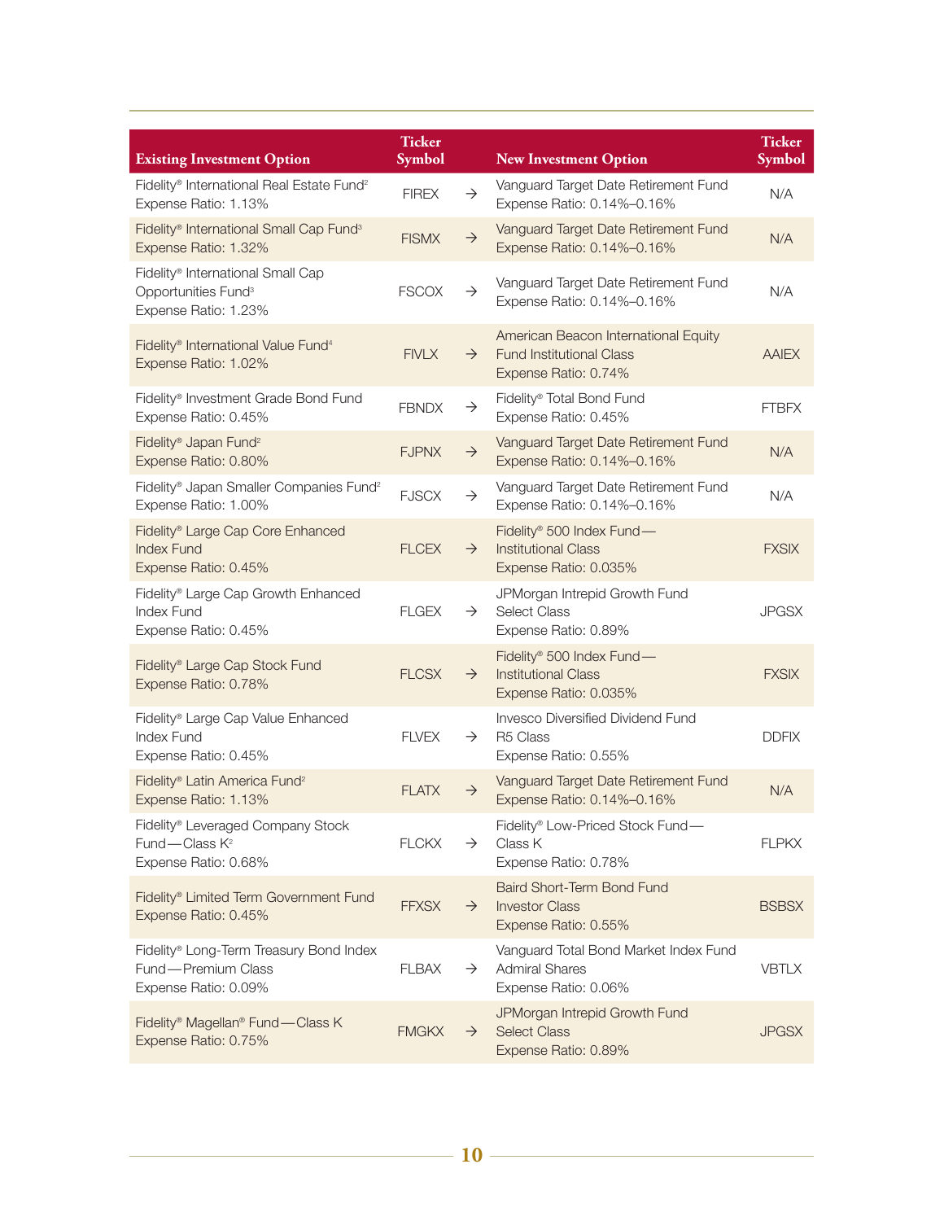| Existing Investment Option | Ticker Symbol | | New Investment Option | Ticker Symbol |
|---|---|---|---|---|
| Fidelity® International Real Estate Fund[2]<br>Expense Ratio: 1.13% | FIREX | → | Vanguard Target Date Retirement Fund<br>Expense Ratio: 0.14%–0.16% | N/A |
| Fidelity® International Small Cap Fund[3]<br>Expense Ratio: 1.32% | FISMX | → | Vanguard Target Date Retirement Fund<br>Expense Ratio: 0.14%–0.16% | N/A |
| Fidelity® International Small Cap Opportunities Fund[3]<br>Expense Ratio: 1.23% | FSCOX | → | Vanguard Target Date Retirement Fund<br>Expense Ratio: 0.14%–0.16% | N/A |
| Fidelity® International Value Fund[4]<br>Expense Ratio: 1.02% | FIVLX | → | American Beacon International Equity Fund Institutional Class<br>Expense Ratio: 0.74% | AAIEX |
| Fidelity® Investment Grade Bond Fund<br>Expense Ratio: 0.45% | FBNDX | → | Fidelity® Total Bond Fund<br>Expense Ratio: 0.45% | FTBFX |
| Fidelity® Japan Fund[2]<br>Expense Ratio: 0.80% | FJPNX | → | Vanguard Target Date Retirement Fund<br>Expense Ratio: 0.14%–0.16% | N/A |
| Fidelity® Japan Smaller Companies Fund[2]<br>Expense Ratio: 1.00% | FJSCX | → | Vanguard Target Date Retirement Fund<br>Expense Ratio: 0.14%–0.16% | N/A |
| Fidelity® Large Cap Core Enhanced Index Fund<br>Expense Ratio: 0.45% | FLCEX | → | Fidelity® 500 Index Fund—Institutional Class<br>Expense Ratio: 0.035% | FXSIX |
| Fidelity® Large Cap Growth Enhanced Index Fund<br>Expense Ratio: 0.45% | FLGEX | → | JPMorgan Intrepid Growth Fund Select Class<br>Expense Ratio: 0.89% | JPGSX |
| Fidelity® Large Cap Stock Fund<br>Expense Ratio: 0.78% | FLCSX | → | Fidelity® 500 Index Fund—Institutional Class<br>Expense Ratio: 0.035% | FXSIX |
| Fidelity® Large Cap Value Enhanced Index Fund<br>Expense Ratio: 0.45% | FLVEX | → | Invesco Diversified Dividend Fund R5 Class<br>Expense Ratio: 0.55% | DDFIX |
| Fidelity® Latin America Fund[2]<br>Expense Ratio: 1.13% | FLATX | → | Vanguard Target Date Retirement Fund<br>Expense Ratio: 0.14%–0.16% | N/A |
| Fidelity® Leveraged Company Stock Fund—Class K[2]<br>Expense Ratio: 0.68% | FLCKX | → | Fidelity® Low-Priced Stock Fund—Class K<br>Expense Ratio: 0.78% | FLPKX |
| Fidelity® Limited Term Government Fund<br>Expense Ratio: 0.45% | FFXSX | → | Baird Short-Term Bond Fund Investor Class<br>Expense Ratio: 0.55% | BSBSX |
| Fidelity® Long-Term Treasury Bond Index Fund—Premium Class<br>Expense Ratio: 0.09% | FLBAX | → | Vanguard Total Bond Market Index Fund Admiral Shares<br>Expense Ratio: 0.06% | VBTLX |
| Fidelity® Magellan® Fund—Class K<br>Expense Ratio: 0.75% | FMGKX | → | JPMorgan Intrepid Growth Fund Select Class<br>Expense Ratio: 0.89% | JPGSX |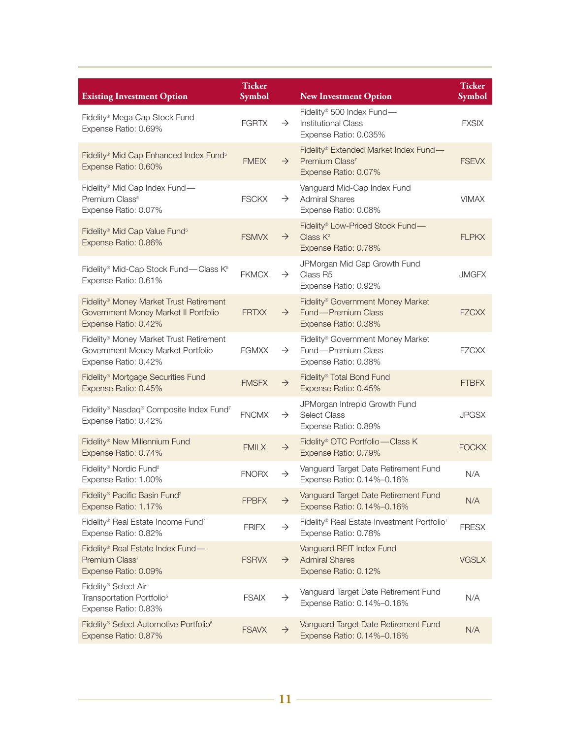| Existing Investment Option | Ticker Symbol | | New Investment Option | Ticker Symbol |
|---|---|---|---|---|
| Fidelity® Mega Cap Stock Fund<br>Expense Ratio: 0.69% | FGRTX | → | Fidelity® 500 Index Fund—<br>Institutional Class<br>Expense Ratio: 0.035% | FXSIX |
| Fidelity® Mid Cap Enhanced Index Fund[5]<br>Expense Ratio: 0.60% | FMEIX | → | Fidelity® Extended Market Index Fund—<br>Premium Class[7]<br>Expense Ratio: 0.07% | FSEVX |
| Fidelity® Mid Cap Index Fund—<br>Premium Class[5]<br>Expense Ratio: 0.07% | FSCKX | → | Vanguard Mid-Cap Index Fund<br>Admiral Shares<br>Expense Ratio: 0.08% | VIMAX |
| Fidelity® Mid Cap Value Fund[5]<br>Expense Ratio: 0.86% | FSMVX | → | Fidelity® Low-Priced Stock Fund—<br>Class K[2]<br>Expense Ratio: 0.78% | FLPKX |
| Fidelity® Mid-Cap Stock Fund—Class K[5]<br>Expense Ratio: 0.61% | FKMCX | → | JPMorgan Mid Cap Growth Fund<br>Class R5<br>Expense Ratio: 0.92% | JMGFX |
| Fidelity® Money Market Trust Retirement<br>Government Money Market II Portfolio<br>Expense Ratio: 0.42% | FRTXX | → | Fidelity® Government Money Market<br>Fund—Premium Class<br>Expense Ratio: 0.38% | FZCXX |
| Fidelity® Money Market Trust Retirement<br>Government Money Market Portfolio<br>Expense Ratio: 0.42% | FGMXX | → | Fidelity® Government Money Market<br>Fund—Premium Class<br>Expense Ratio: 0.38% | FZCXX |
| Fidelity® Mortgage Securities Fund<br>Expense Ratio: 0.45% | FMSFX | → | Fidelity® Total Bond Fund<br>Expense Ratio: 0.45% | FTBFX |
| Fidelity® Nasdaq® Composite Index Fund[7]<br>Expense Ratio: 0.42% | FNCMX | → | JPMorgan Intrepid Growth Fund<br>Select Class<br>Expense Ratio: 0.89% | JPGSX |
| Fidelity® New Millennium Fund<br>Expense Ratio: 0.74% | FMILX | → | Fidelity® OTC Portfolio—Class K<br>Expense Ratio: 0.79% | FOCKX |
| Fidelity® Nordic Fund[2]<br>Expense Ratio: 1.00% | FNORX | → | Vanguard Target Date Retirement Fund<br>Expense Ratio: 0.14%–0.16% | N/A |
| Fidelity® Pacific Basin Fund[2]<br>Expense Ratio: 1.17% | FPBFX | → | Vanguard Target Date Retirement Fund<br>Expense Ratio: 0.14%–0.16% | N/A |
| Fidelity® Real Estate Income Fund[7]<br>Expense Ratio: 0.82% | FRIFX | → | Fidelity® Real Estate Investment Portfolio[7]<br>Expense Ratio: 0.78% | FRESX |
| Fidelity® Real Estate Index Fund—<br>Premium Class[7]<br>Expense Ratio: 0.09% | FSRVX | → | Vanguard REIT Index Fund<br>Admiral Shares<br>Expense Ratio: 0.12% | VGSLX |
| Fidelity® Select Air<br>Transportation Portfolio[5]<br>Expense Ratio: 0.83% | FSAIX | → | Vanguard Target Date Retirement Fund<br>Expense Ratio: 0.14%–0.16% | N/A |
| Fidelity® Select Automotive Portfolio[5]<br>Expense Ratio: 0.87% | FSAVX | → | Vanguard Target Date Retirement Fund<br>Expense Ratio: 0.14%–0.16% | N/A |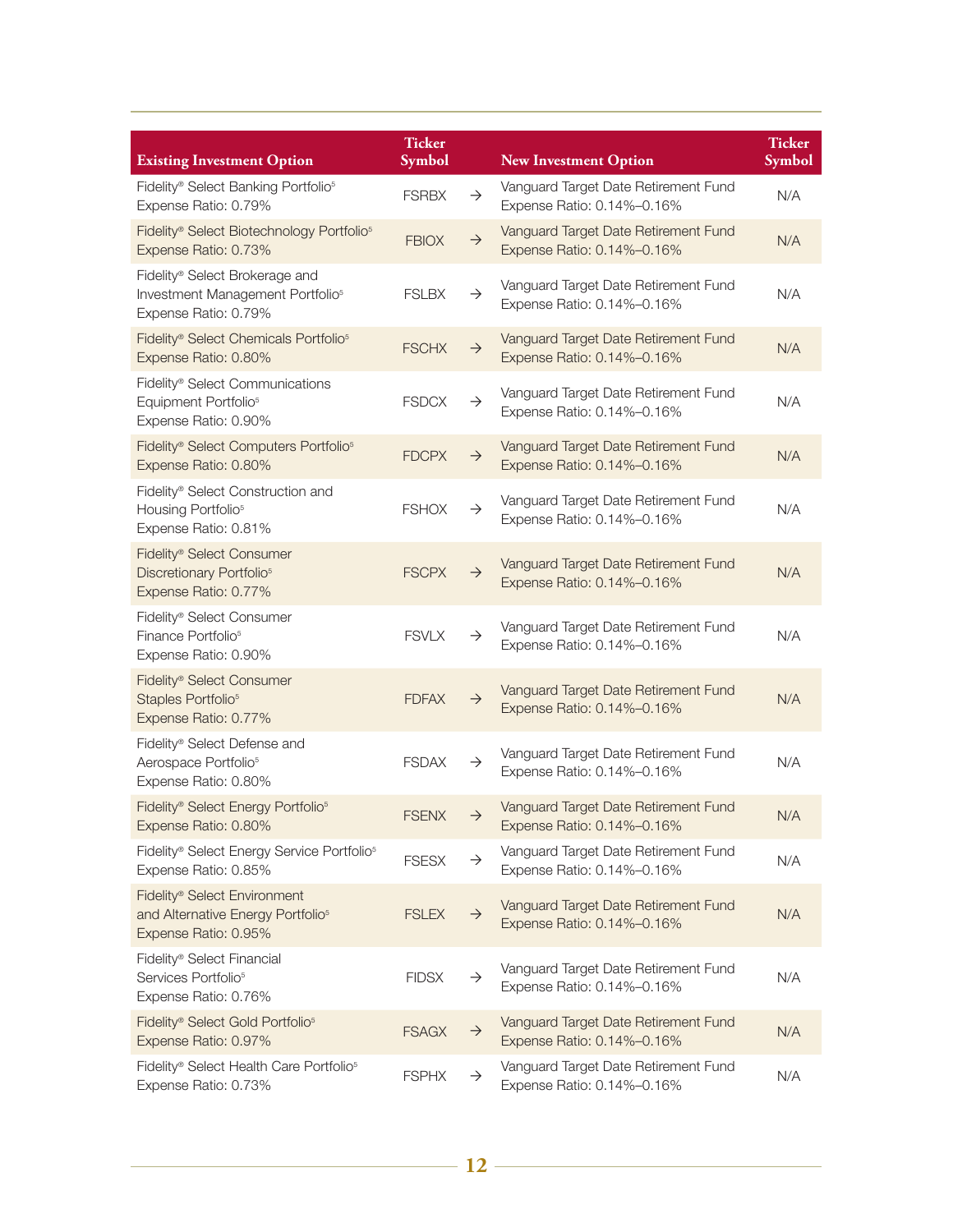| Existing Investment Option | Ticker Symbol | | New Investment Option | Ticker Symbol |
|---|---|---|---|---|
| Fidelity® Select Banking Portfolio[5] Expense Ratio: 0.79% | FSRBX | → | Vanguard Target Date Retirement Fund Expense Ratio: 0.14%–0.16% | N/A |
| Fidelity® Select Biotechnology Portfolio[5] Expense Ratio: 0.73% | FBIOX | → | Vanguard Target Date Retirement Fund Expense Ratio: 0.14%–0.16% | N/A |
| Fidelity® Select Brokerage and Investment Management Portfolio[5] Expense Ratio: 0.79% | FSLBX | → | Vanguard Target Date Retirement Fund Expense Ratio: 0.14%–0.16% | N/A |
| Fidelity® Select Chemicals Portfolio[5] Expense Ratio: 0.80% | FSCHX | → | Vanguard Target Date Retirement Fund Expense Ratio: 0.14%–0.16% | N/A |
| Fidelity® Select Communications Equipment Portfolio[5] Expense Ratio: 0.90% | FSDCX | → | Vanguard Target Date Retirement Fund Expense Ratio: 0.14%–0.16% | N/A |
| Fidelity® Select Computers Portfolio[5] Expense Ratio: 0.80% | FDCPX | → | Vanguard Target Date Retirement Fund Expense Ratio: 0.14%–0.16% | N/A |
| Fidelity® Select Construction and Housing Portfolio[5] Expense Ratio: 0.81% | FSHOX | → | Vanguard Target Date Retirement Fund Expense Ratio: 0.14%–0.16% | N/A |
| Fidelity® Select Consumer Discretionary Portfolio[5] Expense Ratio: 0.77% | FSCPX | → | Vanguard Target Date Retirement Fund Expense Ratio: 0.14%–0.16% | N/A |
| Fidelity® Select Consumer Finance Portfolio[5] Expense Ratio: 0.90% | FSVLX | → | Vanguard Target Date Retirement Fund Expense Ratio: 0.14%–0.16% | N/A |
| Fidelity® Select Consumer Staples Portfolio[5] Expense Ratio: 0.77% | FDFAX | → | Vanguard Target Date Retirement Fund Expense Ratio: 0.14%–0.16% | N/A |
| Fidelity® Select Defense and Aerospace Portfolio[5] Expense Ratio: 0.80% | FSDAX | → | Vanguard Target Date Retirement Fund Expense Ratio: 0.14%–0.16% | N/A |
| Fidelity® Select Energy Portfolio[5] Expense Ratio: 0.80% | FSENX | → | Vanguard Target Date Retirement Fund Expense Ratio: 0.14%–0.16% | N/A |
| Fidelity® Select Energy Service Portfolio[5] Expense Ratio: 0.85% | FSESX | → | Vanguard Target Date Retirement Fund Expense Ratio: 0.14%–0.16% | N/A |
| Fidelity® Select Environment and Alternative Energy Portfolio[5] Expense Ratio: 0.95% | FSLEX | → | Vanguard Target Date Retirement Fund Expense Ratio: 0.14%–0.16% | N/A |
| Fidelity® Select Financial Services Portfolio[5] Expense Ratio: 0.76% | FIDSX | → | Vanguard Target Date Retirement Fund Expense Ratio: 0.14%–0.16% | N/A |
| Fidelity® Select Gold Portfolio[5] Expense Ratio: 0.97% | FSAGX | → | Vanguard Target Date Retirement Fund Expense Ratio: 0.14%–0.16% | N/A |
| Fidelity® Select Health Care Portfolio[5] Expense Ratio: 0.73% | FSPHX | → | Vanguard Target Date Retirement Fund Expense Ratio: 0.14%–0.16% | N/A |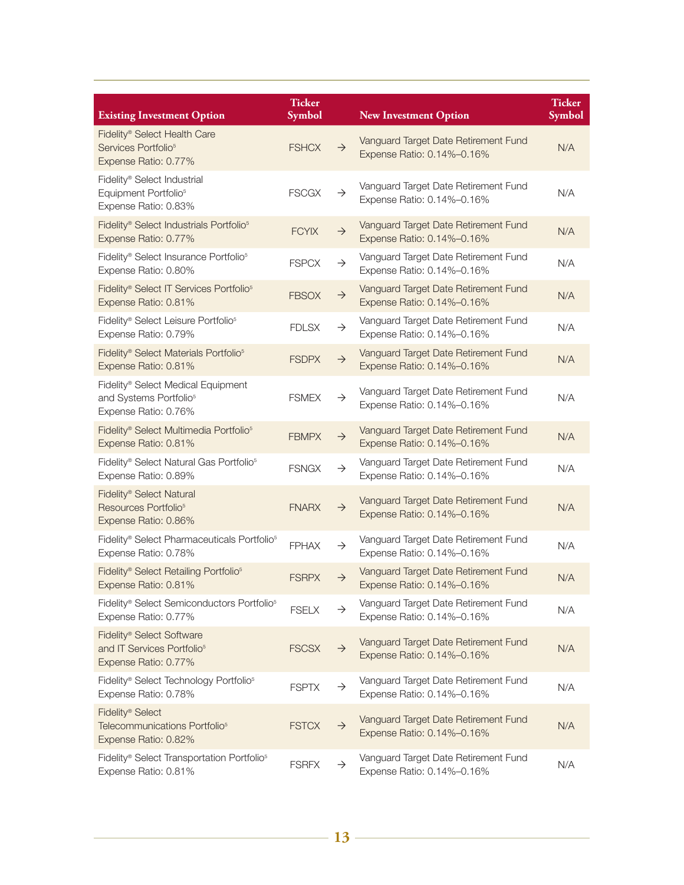| Existing Investment Option | Ticker Symbol | | New Investment Option | Ticker Symbol |
|---|---|---|---|---|
| Fidelity® Select Health Care Services Portfolio[5] Expense Ratio: 0.77% | FSHCX | → | Vanguard Target Date Retirement Fund Expense Ratio: 0.14%–0.16% | N/A |
| Fidelity® Select Industrial Equipment Portfolio[5] Expense Ratio: 0.83% | FSCGX | → | Vanguard Target Date Retirement Fund Expense Ratio: 0.14%–0.16% | N/A |
| Fidelity® Select Industrials Portfolio[5] Expense Ratio: 0.77% | FCYIX | → | Vanguard Target Date Retirement Fund Expense Ratio: 0.14%–0.16% | N/A |
| Fidelity® Select Insurance Portfolio[5] Expense Ratio: 0.80% | FSPCX | → | Vanguard Target Date Retirement Fund Expense Ratio: 0.14%–0.16% | N/A |
| Fidelity® Select IT Services Portfolio[5] Expense Ratio: 0.81% | FBSOX | → | Vanguard Target Date Retirement Fund Expense Ratio: 0.14%–0.16% | N/A |
| Fidelity® Select Leisure Portfolio[5] Expense Ratio: 0.79% | FDLSX | → | Vanguard Target Date Retirement Fund Expense Ratio: 0.14%–0.16% | N/A |
| Fidelity® Select Materials Portfolio[5] Expense Ratio: 0.81% | FSDPX | → | Vanguard Target Date Retirement Fund Expense Ratio: 0.14%–0.16% | N/A |
| Fidelity® Select Medical Equipment and Systems Portfolio[5] Expense Ratio: 0.76% | FSMEX | → | Vanguard Target Date Retirement Fund Expense Ratio: 0.14%–0.16% | N/A |
| Fidelity® Select Multimedia Portfolio[5] Expense Ratio: 0.81% | FBMPX | → | Vanguard Target Date Retirement Fund Expense Ratio: 0.14%–0.16% | N/A |
| Fidelity® Select Natural Gas Portfolio[5] Expense Ratio: 0.89% | FSNGX | → | Vanguard Target Date Retirement Fund Expense Ratio: 0.14%–0.16% | N/A |
| Fidelity® Select Natural Resources Portfolio[5] Expense Ratio: 0.86% | FNARX | → | Vanguard Target Date Retirement Fund Expense Ratio: 0.14%–0.16% | N/A |
| Fidelity® Select Pharmaceuticals Portfolio[5] Expense Ratio: 0.78% | FPHAX | → | Vanguard Target Date Retirement Fund Expense Ratio: 0.14%–0.16% | N/A |
| Fidelity® Select Retailing Portfolio[5] Expense Ratio: 0.81% | FSRPX | → | Vanguard Target Date Retirement Fund Expense Ratio: 0.14%–0.16% | N/A |
| Fidelity® Select Semiconductors Portfolio[5] Expense Ratio: 0.77% | FSELX | → | Vanguard Target Date Retirement Fund Expense Ratio: 0.14%–0.16% | N/A |
| Fidelity® Select Software and IT Services Portfolio[5] Expense Ratio: 0.77% | FSCSX | → | Vanguard Target Date Retirement Fund Expense Ratio: 0.14%–0.16% | N/A |
| Fidelity® Select Technology Portfolio[5] Expense Ratio: 0.78% | FSPTX | → | Vanguard Target Date Retirement Fund Expense Ratio: 0.14%–0.16% | N/A |
| Fidelity® Select Telecommunications Portfolio[5] Expense Ratio: 0.82% | FSTCX | → | Vanguard Target Date Retirement Fund Expense Ratio: 0.14%–0.16% | N/A |
| Fidelity® Select Transportation Portfolio[5] Expense Ratio: 0.81% | FSRFX | → | Vanguard Target Date Retirement Fund Expense Ratio: 0.14%–0.16% | N/A |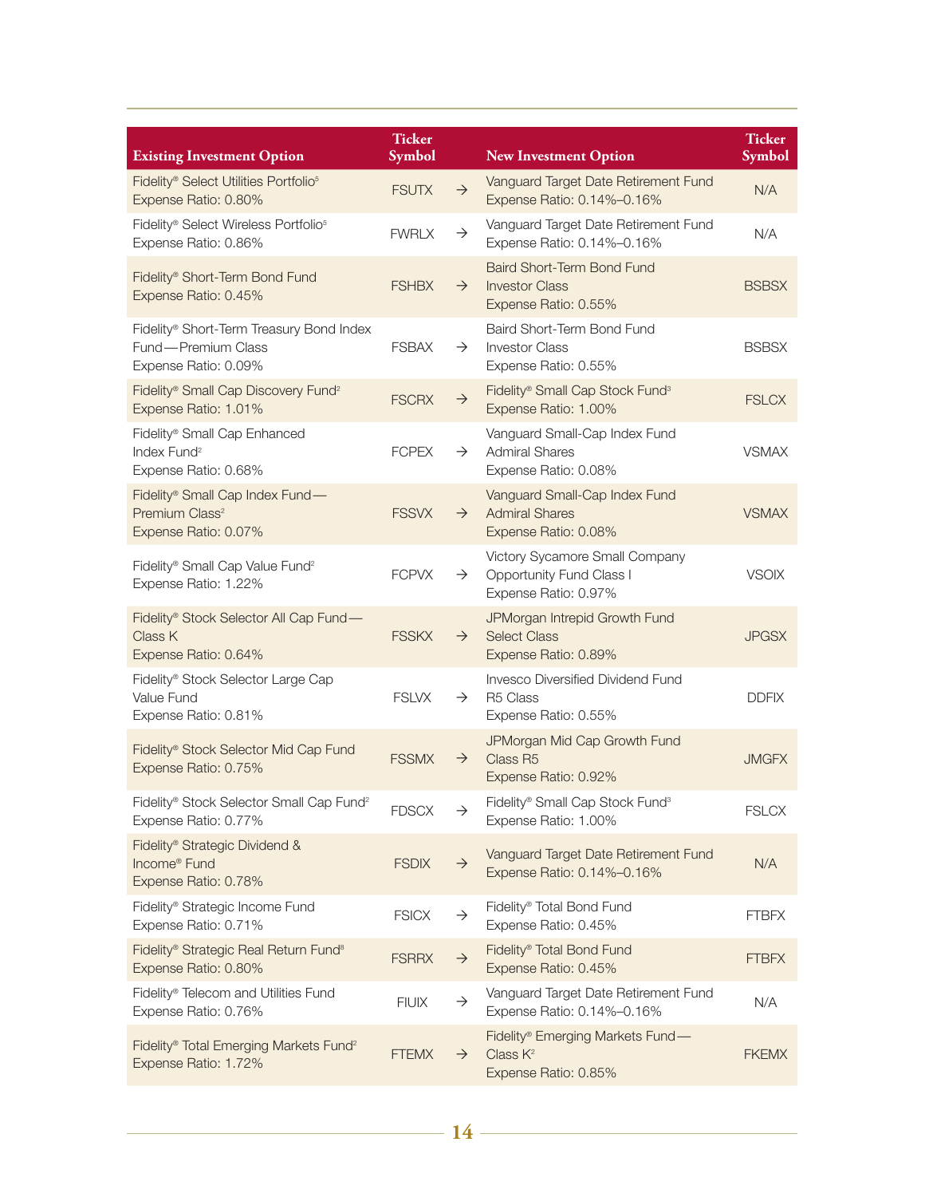| Existing Investment Option | Ticker Symbol | | New Investment Option | Ticker Symbol |
|---|---|---|---|---|
| Fidelity® Select Utilities Portfolio[5] Expense Ratio: 0.80% | FSUTX | → | Vanguard Target Date Retirement Fund Expense Ratio: 0.14%–0.16% | N/A |
| Fidelity® Select Wireless Portfolio[5] Expense Ratio: 0.86% | FWRLX | → | Vanguard Target Date Retirement Fund Expense Ratio: 0.14%–0.16% | N/A |
| Fidelity® Short-Term Bond Fund Expense Ratio: 0.45% | FSHBX | → | Baird Short-Term Bond Fund Investor Class Expense Ratio: 0.55% | BSBSX |
| Fidelity® Short-Term Treasury Bond Index Fund—Premium Class Expense Ratio: 0.09% | FSBAX | → | Baird Short-Term Bond Fund Investor Class Expense Ratio: 0.55% | BSBSX |
| Fidelity® Small Cap Discovery Fund[2] Expense Ratio: 1.01% | FSCRX | → | Fidelity® Small Cap Stock Fund[3] Expense Ratio: 1.00% | FSLCX |
| Fidelity® Small Cap Enhanced Index Fund[2] Expense Ratio: 0.68% | FCPEX | → | Vanguard Small-Cap Index Fund Admiral Shares Expense Ratio: 0.08% | VSMAX |
| Fidelity® Small Cap Index Fund—Premium Class[2] Expense Ratio: 0.07% | FSSVX | → | Vanguard Small-Cap Index Fund Admiral Shares Expense Ratio: 0.08% | VSMAX |
| Fidelity® Small Cap Value Fund[2] Expense Ratio: 1.22% | FCPVX | → | Victory Sycamore Small Company Opportunity Fund Class I Expense Ratio: 0.97% | VSOIX |
| Fidelity® Stock Selector All Cap Fund—Class K Expense Ratio: 0.64% | FSSKX | → | JPMorgan Intrepid Growth Fund Select Class Expense Ratio: 0.89% | JPGSX |
| Fidelity® Stock Selector Large Cap Value Fund Expense Ratio: 0.81% | FSLVX | → | Invesco Diversified Dividend Fund R5 Class Expense Ratio: 0.55% | DDFIX |
| Fidelity® Stock Selector Mid Cap Fund Expense Ratio: 0.75% | FSSMX | → | JPMorgan Mid Cap Growth Fund Class R5 Expense Ratio: 0.92% | JMGFX |
| Fidelity® Stock Selector Small Cap Fund[2] Expense Ratio: 0.77% | FDSCX | → | Fidelity® Small Cap Stock Fund[3] Expense Ratio: 1.00% | FSLCX |
| Fidelity® Strategic Dividend & Income® Fund Expense Ratio: 0.78% | FSDIX | → | Vanguard Target Date Retirement Fund Expense Ratio: 0.14%–0.16% | N/A |
| Fidelity® Strategic Income Fund Expense Ratio: 0.71% | FSICX | → | Fidelity® Total Bond Fund Expense Ratio: 0.45% | FTBFX |
| Fidelity® Strategic Real Return Fund[8] Expense Ratio: 0.80% | FSRRX | → | Fidelity® Total Bond Fund Expense Ratio: 0.45% | FTBFX |
| Fidelity® Telecom and Utilities Fund Expense Ratio: 0.76% | FIUIX | → | Vanguard Target Date Retirement Fund Expense Ratio: 0.14%–0.16% | N/A |
| Fidelity® Total Emerging Markets Fund[2] Expense Ratio: 1.72% | FTEMX | → | Fidelity® Emerging Markets Fund—Class K[2] Expense Ratio: 0.85% | FKEMX |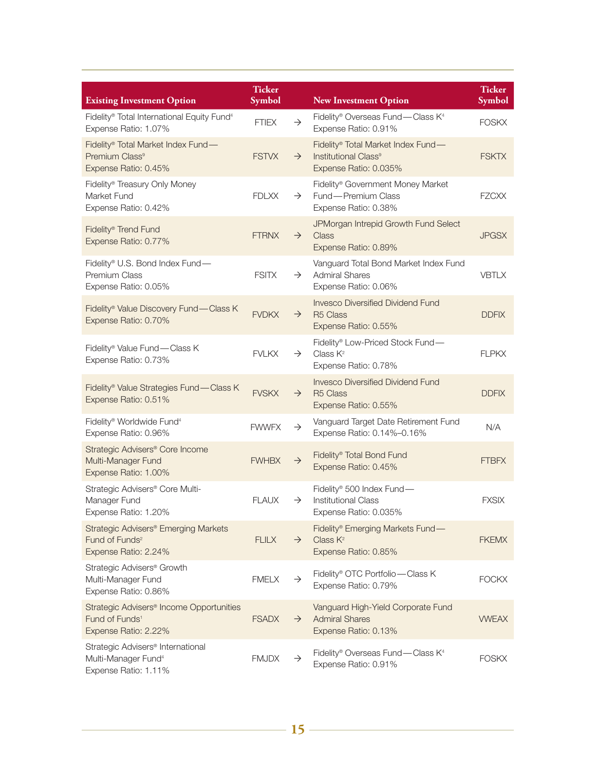| Existing Investment Option | Ticker Symbol | | New Investment Option | Ticker Symbol |
|---|---|---|---|---|
| Fidelity® Total International Equity Fund[4] Expense Ratio: 1.07% | FTIEX | → | Fidelity® Overseas Fund—Class K[4] Expense Ratio: 0.91% | FOSKX |
| Fidelity® Total Market Index Fund—Premium Class[9] Expense Ratio: 0.45% | FSTVX | → | Fidelity® Total Market Index Fund—Institutional Class[9] Expense Ratio: 0.035% | FSKTX |
| Fidelity® Treasury Only Money Market Fund Expense Ratio: 0.42% | FDLXX | → | Fidelity® Government Money Market Fund—Premium Class Expense Ratio: 0.38% | FZCXX |
| Fidelity® Trend Fund Expense Ratio: 0.77% | FTRNX | → | JPMorgan Intrepid Growth Fund Select Class Expense Ratio: 0.89% | JPGSX |
| Fidelity® U.S. Bond Index Fund—Premium Class Expense Ratio: 0.05% | FSITX | → | Vanguard Total Bond Market Index Fund Admiral Shares Expense Ratio: 0.06% | VBTLX |
| Fidelity® Value Discovery Fund—Class K Expense Ratio: 0.70% | FVDKX | → | Invesco Diversified Dividend Fund R5 Class Expense Ratio: 0.55% | DDFIX |
| Fidelity® Value Fund—Class K Expense Ratio: 0.73% | FVLKX | → | Fidelity® Low-Priced Stock Fund—Class K[2] Expense Ratio: 0.78% | FLPKX |
| Fidelity® Value Strategies Fund—Class K Expense Ratio: 0.51% | FVSKX | → | Invesco Diversified Dividend Fund R5 Class Expense Ratio: 0.55% | DDFIX |
| Fidelity® Worldwide Fund[4] Expense Ratio: 0.96% | FWWFX | → | Vanguard Target Date Retirement Fund Expense Ratio: 0.14%–0.16% | N/A |
| Strategic Advisers® Core Income Multi-Manager Fund Expense Ratio: 1.00% | FWHBX | → | Fidelity® Total Bond Fund Expense Ratio: 0.45% | FTBFX |
| Strategic Advisers® Core Multi-Manager Fund Expense Ratio: 1.20% | FLAUX | → | Fidelity® 500 Index Fund—Institutional Class Expense Ratio: 0.035% | FXSIX |
| Strategic Advisers® Emerging Markets Fund of Funds[2] Expense Ratio: 2.24% | FLILX | → | Fidelity® Emerging Markets Fund—Class K[2] Expense Ratio: 0.85% | FKEMX |
| Strategic Advisers® Growth Multi-Manager Fund Expense Ratio: 0.86% | FMELX | → | Fidelity® OTC Portfolio—Class K Expense Ratio: 0.79% | FOCKX |
| Strategic Advisers® Income Opportunities Fund of Funds[1] Expense Ratio: 2.22% | FSADX | → | Vanguard High-Yield Corporate Fund Admiral Shares Expense Ratio: 0.13% | VWEAX |
| Strategic Advisers® International Multi-Manager Fund[4] Expense Ratio: 1.11% | FMJDX | → | Fidelity® Overseas Fund—Class K[4] Expense Ratio: 0.91% | FOSKX |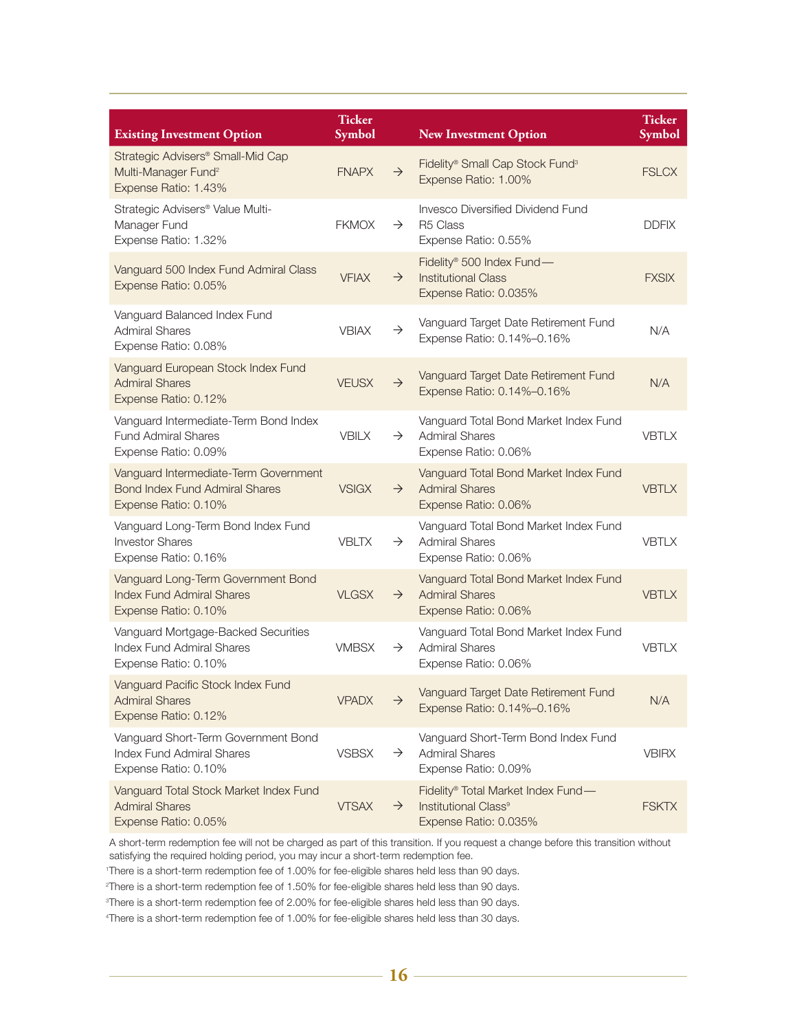| Existing Investment Option | Ticker Symbol | | New Investment Option | Ticker Symbol |
|---|---|---|---|---|
| Strategic Advisers® Small-Mid Cap Multi-Manager Fund[2] Expense Ratio: 1.43% | FNAPX | → | Fidelity® Small Cap Stock Fund[3] Expense Ratio: 1.00% | FSLCX |
| Strategic Advisers® Value Multi-Manager Fund Expense Ratio: 1.32% | FKMOX | → | Invesco Diversified Dividend Fund R5 Class Expense Ratio: 0.55% | DDFIX |
| Vanguard 500 Index Fund Admiral Class Expense Ratio: 0.05% | VFIAX | → | Fidelity® 500 Index Fund—Institutional Class Expense Ratio: 0.035% | FXSIX |
| Vanguard Balanced Index Fund Admiral Shares Expense Ratio: 0.08% | VBIAX | → | Vanguard Target Date Retirement Fund Expense Ratio: 0.14%–0.16% | N/A |
| Vanguard European Stock Index Fund Admiral Shares Expense Ratio: 0.12% | VEUSX | → | Vanguard Target Date Retirement Fund Expense Ratio: 0.14%–0.16% | N/A |
| Vanguard Intermediate-Term Bond Index Fund Admiral Shares Expense Ratio: 0.09% | VBILX | → | Vanguard Total Bond Market Index Fund Admiral Shares Expense Ratio: 0.06% | VBTLX |
| Vanguard Intermediate-Term Government Bond Index Fund Admiral Shares Expense Ratio: 0.10% | VSIGX | → | Vanguard Total Bond Market Index Fund Admiral Shares Expense Ratio: 0.06% | VBTLX |
| Vanguard Long-Term Bond Index Fund Investor Shares Expense Ratio: 0.16% | VBLTX | → | Vanguard Total Bond Market Index Fund Admiral Shares Expense Ratio: 0.06% | VBTLX |
| Vanguard Long-Term Government Bond Index Fund Admiral Shares Expense Ratio: 0.10% | VLGSX | → | Vanguard Total Bond Market Index Fund Admiral Shares Expense Ratio: 0.06% | VBTLX |
| Vanguard Mortgage-Backed Securities Index Fund Admiral Shares Expense Ratio: 0.10% | VMBSX | → | Vanguard Total Bond Market Index Fund Admiral Shares Expense Ratio: 0.06% | VBTLX |
| Vanguard Pacific Stock Index Fund Admiral Shares Expense Ratio: 0.12% | VPADX | → | Vanguard Target Date Retirement Fund Expense Ratio: 0.14%–0.16% | N/A |
| Vanguard Short-Term Government Bond Index Fund Admiral Shares Expense Ratio: 0.10% | VSBSX | → | Vanguard Short-Term Bond Index Fund Admiral Shares Expense Ratio: 0.09% | VBIRX |
| Vanguard Total Stock Market Index Fund Admiral Shares Expense Ratio: 0.05% | VTSAX | → | Fidelity® Total Market Index Fund—Institutional Class[9] Expense Ratio: 0.035% | FSKTX |

A short-term redemption fee will not be charged as part of this transition. If you request a change before this transition without satisfying the required holding period, you may incur a short-term redemption fee.

[1]There is a short-term redemption fee of 1.00% for fee-eligible shares held less than 90 days.

[2]There is a short-term redemption fee of 1.50% for fee-eligible shares held less than 90 days.

[3]There is a short-term redemption fee of 2.00% for fee-eligible shares held less than 90 days.

[4]There is a short-term redemption fee of 1.00% for fee-eligible shares held less than 30 days.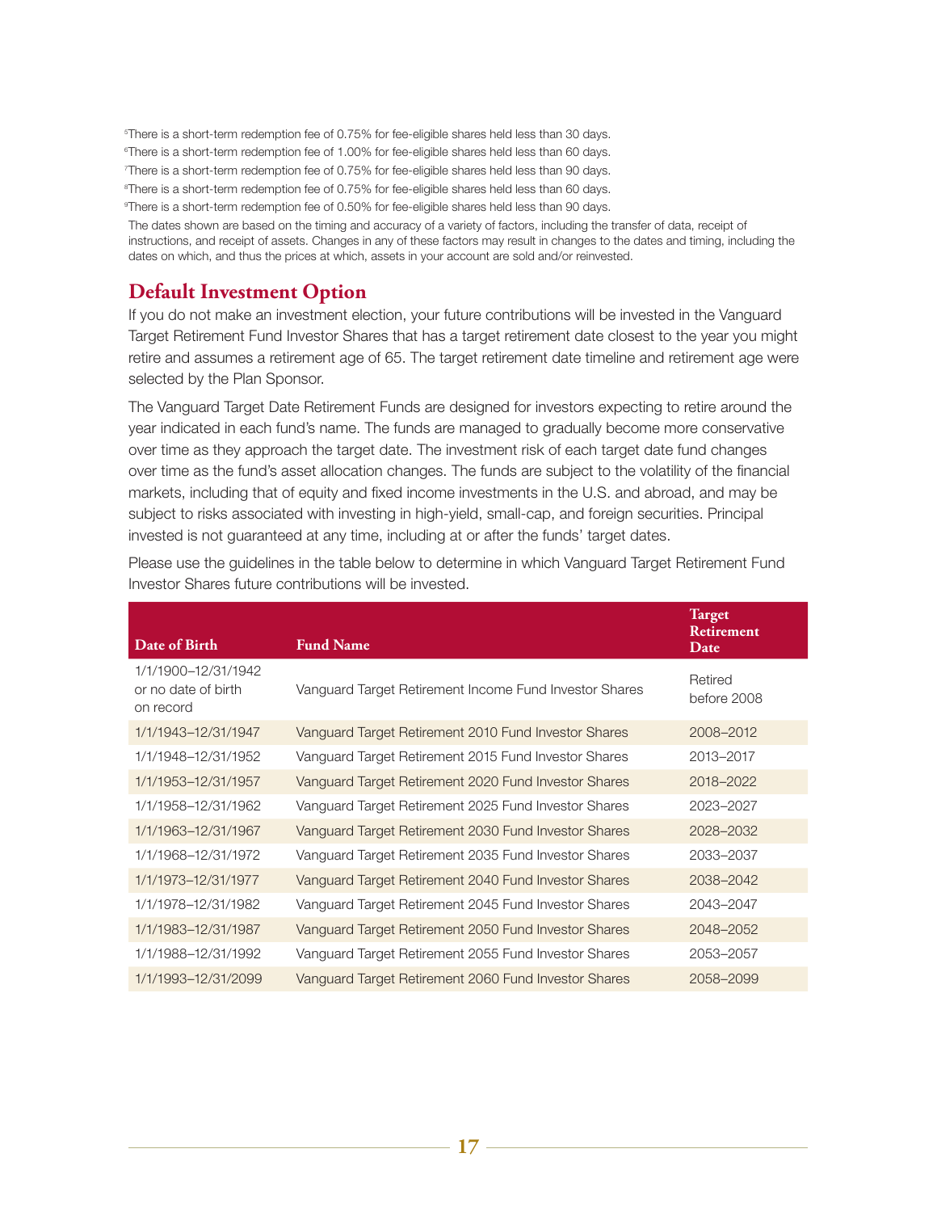[5]There is a short-term redemption fee of 0.75% for fee-eligible shares held less than 30 days.
[6]There is a short-term redemption fee of 1.00% for fee-eligible shares held less than 60 days.
[7]There is a short-term redemption fee of 0.75% for fee-eligible shares held less than 90 days.
[8]There is a short-term redemption fee of 0.75% for fee-eligible shares held less than 60 days.
[9]There is a short-term redemption fee of 0.50% for fee-eligible shares held less than 90 days.

The dates shown are based on the timing and accuracy of a variety of factors, including the transfer of data, receipt of instructions, and receipt of assets. Changes in any of these factors may result in changes to the dates and timing, including the dates on which, and thus the prices at which, assets in your account are sold and/or reinvested.

## Default Investment Option

If you do not make an investment election, your future contributions will be invested in the Vanguard Target Retirement Fund Investor Shares that has a target retirement date closest to the year you might retire and assumes a retirement age of 65. The target retirement date timeline and retirement age were selected by the Plan Sponsor.

The Vanguard Target Date Retirement Funds are designed for investors expecting to retire around the year indicated in each fund's name. The funds are managed to gradually become more conservative over time as they approach the target date. The investment risk of each target date fund changes over time as the fund's asset allocation changes. The funds are subject to the volatility of the financial markets, including that of equity and fixed income investments in the U.S. and abroad, and may be subject to risks associated with investing in high-yield, small-cap, and foreign securities. Principal invested is not guaranteed at any time, including at or after the funds' target dates.

Please use the guidelines in the table below to determine in which Vanguard Target Retirement Fund Investor Shares future contributions will be invested.

| Date of Birth | Fund Name | Target Retirement Date |
|---|---|---|
| 1/1/1900–12/31/1942 or no date of birth on record | Vanguard Target Retirement Income Fund Investor Shares | Retired before 2008 |
| 1/1/1943–12/31/1947 | Vanguard Target Retirement 2010 Fund Investor Shares | 2008–2012 |
| 1/1/1948–12/31/1952 | Vanguard Target Retirement 2015 Fund Investor Shares | 2013–2017 |
| 1/1/1953–12/31/1957 | Vanguard Target Retirement 2020 Fund Investor Shares | 2018–2022 |
| 1/1/1958–12/31/1962 | Vanguard Target Retirement 2025 Fund Investor Shares | 2023–2027 |
| 1/1/1963–12/31/1967 | Vanguard Target Retirement 2030 Fund Investor Shares | 2028–2032 |
| 1/1/1968–12/31/1972 | Vanguard Target Retirement 2035 Fund Investor Shares | 2033–2037 |
| 1/1/1973–12/31/1977 | Vanguard Target Retirement 2040 Fund Investor Shares | 2038–2042 |
| 1/1/1978–12/31/1982 | Vanguard Target Retirement 2045 Fund Investor Shares | 2043–2047 |
| 1/1/1983–12/31/1987 | Vanguard Target Retirement 2050 Fund Investor Shares | 2048–2052 |
| 1/1/1988–12/31/1992 | Vanguard Target Retirement 2055 Fund Investor Shares | 2053–2057 |
| 1/1/1993–12/31/2099 | Vanguard Target Retirement 2060 Fund Investor Shares | 2058–2099 |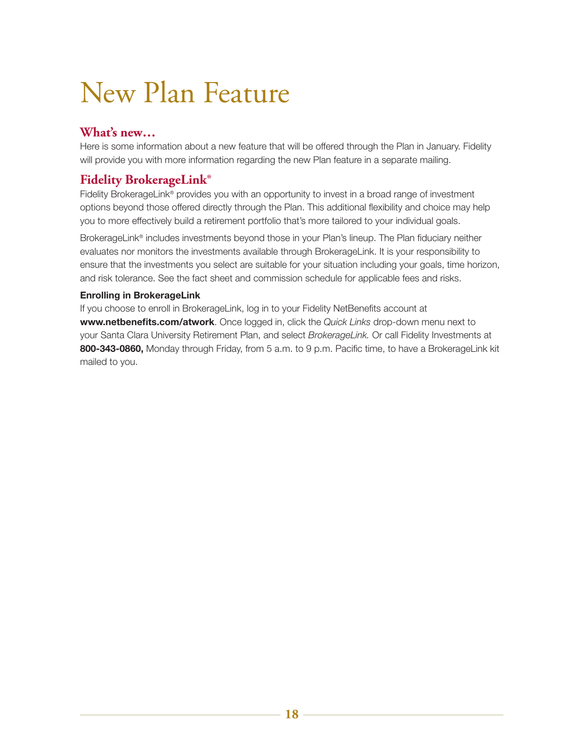# New Plan Feature

## What's new…

Here is some information about a new feature that will be offered through the Plan in January. Fidelity will provide you with more information regarding the new Plan feature in a separate mailing.

## Fidelity BrokerageLink®

Fidelity BrokerageLink® provides you with an opportunity to invest in a broad range of investment options beyond those offered directly through the Plan. This additional flexibility and choice may help you to more effectively build a retirement portfolio that's more tailored to your individual goals.

BrokerageLink® includes investments beyond those in your Plan's lineup. The Plan fiduciary neither evaluates nor monitors the investments available through BrokerageLink. It is your responsibility to ensure that the investments you select are suitable for your situation including your goals, time horizon, and risk tolerance. See the fact sheet and commission schedule for applicable fees and risks.

**Enrolling in BrokerageLink**

If you choose to enroll in BrokerageLink, log in to your Fidelity NetBenefits account at **www.netbenefits.com/atwork**. Once logged in, click the *Quick Links* drop-down menu next to your Santa Clara University Retirement Plan, and select *BrokerageLink.* Or call Fidelity Investments at **800-343-0860,** Monday through Friday, from 5 a.m. to 9 p.m. Pacific time, to have a BrokerageLink kit mailed to you.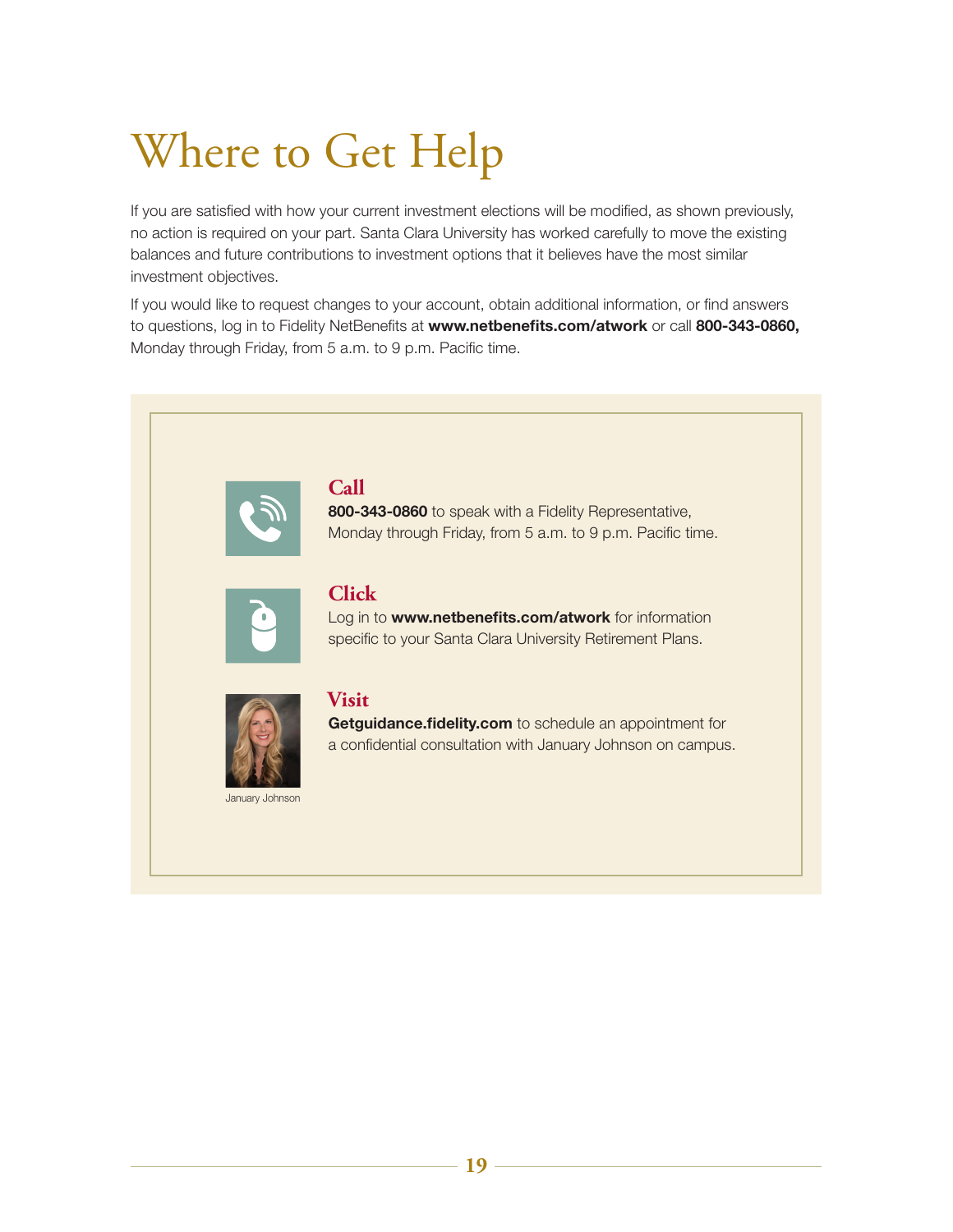# Where to Get Help

If you are satisfied with how your current investment elections will be modified, as shown previously, no action is required on your part. Santa Clara University has worked carefully to move the existing balances and future contributions to investment options that it believes have the most similar investment objectives.

If you would like to request changes to your account, obtain additional information, or find answers to questions, log in to Fidelity NetBenefits at **www.netbenefits.com/atwork** or call **800-343-0860,** Monday through Friday, from 5 a.m. to 9 p.m. Pacific time.

### Call

**800-343-0860** to speak with a Fidelity Representative, Monday through Friday, from 5 a.m. to 9 p.m. Pacific time.

### Click

Log in to **www.netbenefits.com/atwork** for information specific to your Santa Clara University Retirement Plans.

### Visit

**Getguidance.fidelity.com** to schedule an appointment for a confidential consultation with January Johnson on campus.

January Johnson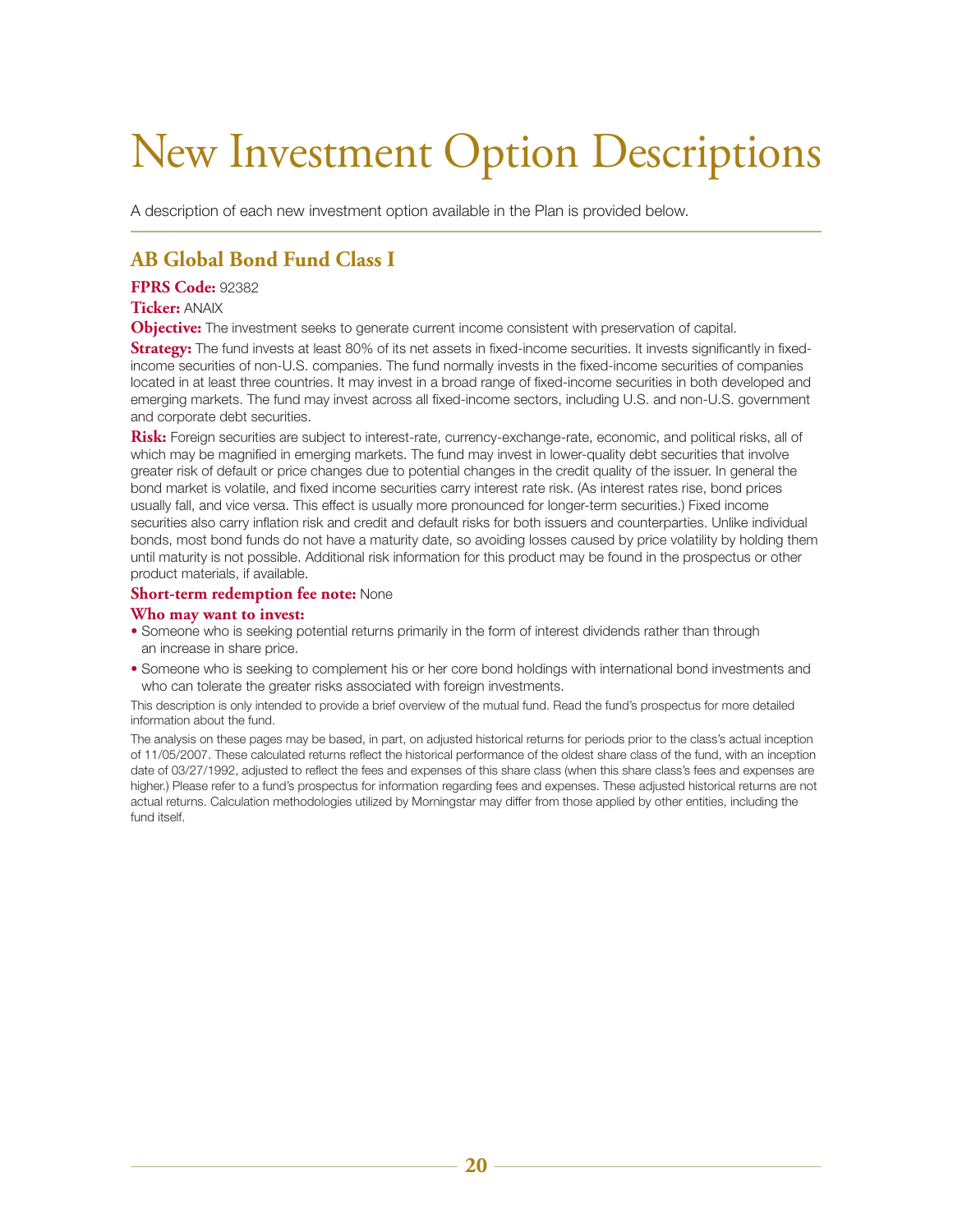# New Investment Option Descriptions

A description of each new investment option available in the Plan is provided below.

## AB Global Bond Fund Class I

**FPRS Code:** 92382

**Ticker:** ANAIX

**Objective:** The investment seeks to generate current income consistent with preservation of capital.

**Strategy:** The fund invests at least 80% of its net assets in fixed-income securities. It invests significantly in fixed-income securities of non-U.S. companies. The fund normally invests in the fixed-income securities of companies located in at least three countries. It may invest in a broad range of fixed-income securities in both developed and emerging markets. The fund may invest across all fixed-income sectors, including U.S. and non-U.S. government and corporate debt securities.

**Risk:** Foreign securities are subject to interest-rate, currency-exchange-rate, economic, and political risks, all of which may be magnified in emerging markets. The fund may invest in lower-quality debt securities that involve greater risk of default or price changes due to potential changes in the credit quality of the issuer. In general the bond market is volatile, and fixed income securities carry interest rate risk. (As interest rates rise, bond prices usually fall, and vice versa. This effect is usually more pronounced for longer-term securities.) Fixed income securities also carry inflation risk and credit and default risks for both issuers and counterparties. Unlike individual bonds, most bond funds do not have a maturity date, so avoiding losses caused by price volatility by holding them until maturity is not possible. Additional risk information for this product may be found in the prospectus or other product materials, if available.

**Short-term redemption fee note:** None

**Who may want to invest:**

- Someone who is seeking potential returns primarily in the form of interest dividends rather than through an increase in share price.
- Someone who is seeking to complement his or her core bond holdings with international bond investments and who can tolerate the greater risks associated with foreign investments.

This description is only intended to provide a brief overview of the mutual fund. Read the fund's prospectus for more detailed information about the fund.

The analysis on these pages may be based, in part, on adjusted historical returns for periods prior to the class's actual inception of 11/05/2007. These calculated returns reflect the historical performance of the oldest share class of the fund, with an inception date of 03/27/1992, adjusted to reflect the fees and expenses of this share class (when this share class's fees and expenses are higher.) Please refer to a fund's prospectus for information regarding fees and expenses. These adjusted historical returns are not actual returns. Calculation methodologies utilized by Morningstar may differ from those applied by other entities, including the fund itself.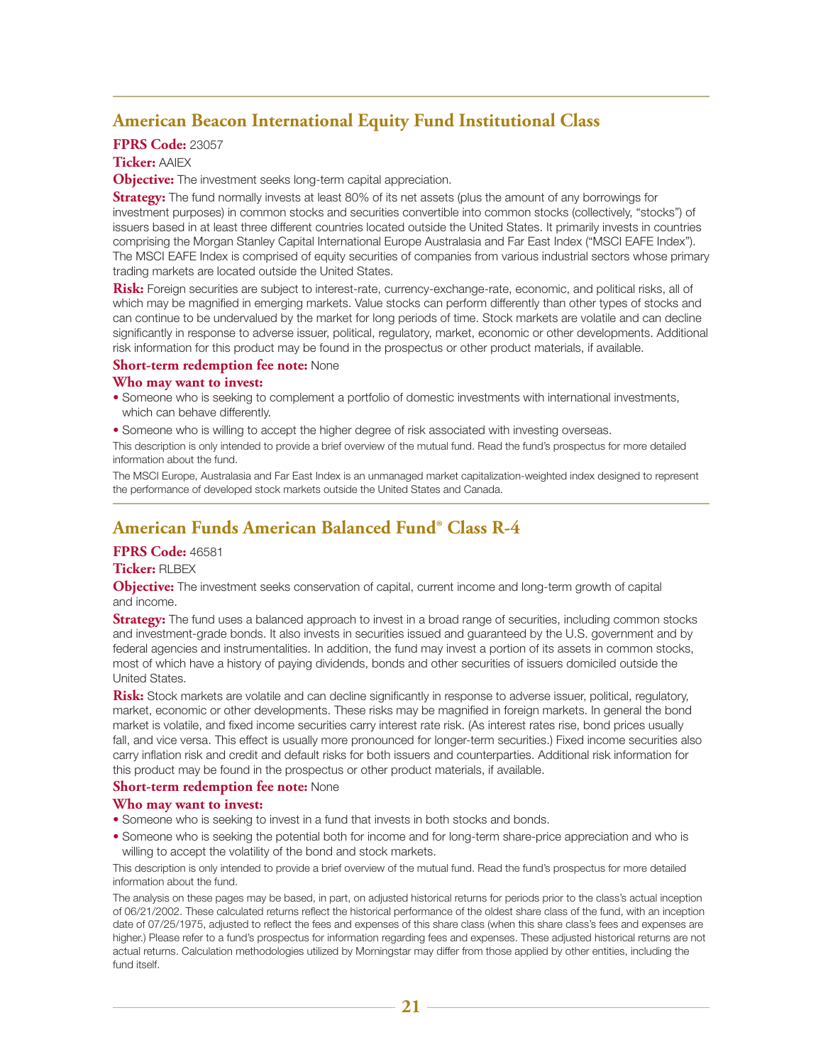## American Beacon International Equity Fund Institutional Class

**FPRS Code:** 23057

**Ticker:** AAIEX

**Objective:** The investment seeks long-term capital appreciation.

**Strategy:** The fund normally invests at least 80% of its net assets (plus the amount of any borrowings for investment purposes) in common stocks and securities convertible into common stocks (collectively, "stocks") of issuers based in at least three different countries located outside the United States. It primarily invests in countries comprising the Morgan Stanley Capital International Europe Australasia and Far East Index ("MSCI EAFE Index"). The MSCI EAFE Index is comprised of equity securities of companies from various industrial sectors whose primary trading markets are located outside the United States.

**Risk:** Foreign securities are subject to interest-rate, currency-exchange-rate, economic, and political risks, all of which may be magnified in emerging markets. Value stocks can perform differently than other types of stocks and can continue to be undervalued by the market for long periods of time. Stock markets are volatile and can decline significantly in response to adverse issuer, political, regulatory, market, economic or other developments. Additional risk information for this product may be found in the prospectus or other product materials, if available.

**Short-term redemption fee note:** None

**Who may want to invest:**

- Someone who is seeking to complement a portfolio of domestic investments with international investments, which can behave differently.
- Someone who is willing to accept the higher degree of risk associated with investing overseas.

This description is only intended to provide a brief overview of the mutual fund. Read the fund's prospectus for more detailed information about the fund.

The MSCI Europe, Australasia and Far East Index is an unmanaged market capitalization-weighted index designed to represent the performance of developed stock markets outside the United States and Canada.

## American Funds American Balanced Fund® Class R-4

**FPRS Code:** 46581

**Ticker:** RLBEX

**Objective:** The investment seeks conservation of capital, current income and long-term growth of capital and income.

**Strategy:** The fund uses a balanced approach to invest in a broad range of securities, including common stocks and investment-grade bonds. It also invests in securities issued and guaranteed by the U.S. government and by federal agencies and instrumentalities. In addition, the fund may invest a portion of its assets in common stocks, most of which have a history of paying dividends, bonds and other securities of issuers domiciled outside the United States.

**Risk:** Stock markets are volatile and can decline significantly in response to adverse issuer, political, regulatory, market, economic or other developments. These risks may be magnified in foreign markets. In general the bond market is volatile, and fixed income securities carry interest rate risk. (As interest rates rise, bond prices usually fall, and vice versa. This effect is usually more pronounced for longer-term securities.) Fixed income securities also carry inflation risk and credit and default risks for both issuers and counterparties. Additional risk information for this product may be found in the prospectus or other product materials, if available.

**Short-term redemption fee note:** None

**Who may want to invest:**

- Someone who is seeking to invest in a fund that invests in both stocks and bonds.
- Someone who is seeking the potential both for income and for long-term share-price appreciation and who is willing to accept the volatility of the bond and stock markets.

This description is only intended to provide a brief overview of the mutual fund. Read the fund's prospectus for more detailed information about the fund.

The analysis on these pages may be based, in part, on adjusted historical returns for periods prior to the class's actual inception of 06/21/2002. These calculated returns reflect the historical performance of the oldest share class of the fund, with an inception date of 07/25/1975, adjusted to reflect the fees and expenses of this share class (when this share class's fees and expenses are higher.) Please refer to a fund's prospectus for information regarding fees and expenses. These adjusted historical returns are not actual returns. Calculation methodologies utilized by Morningstar may differ from those applied by other entities, including the fund itself.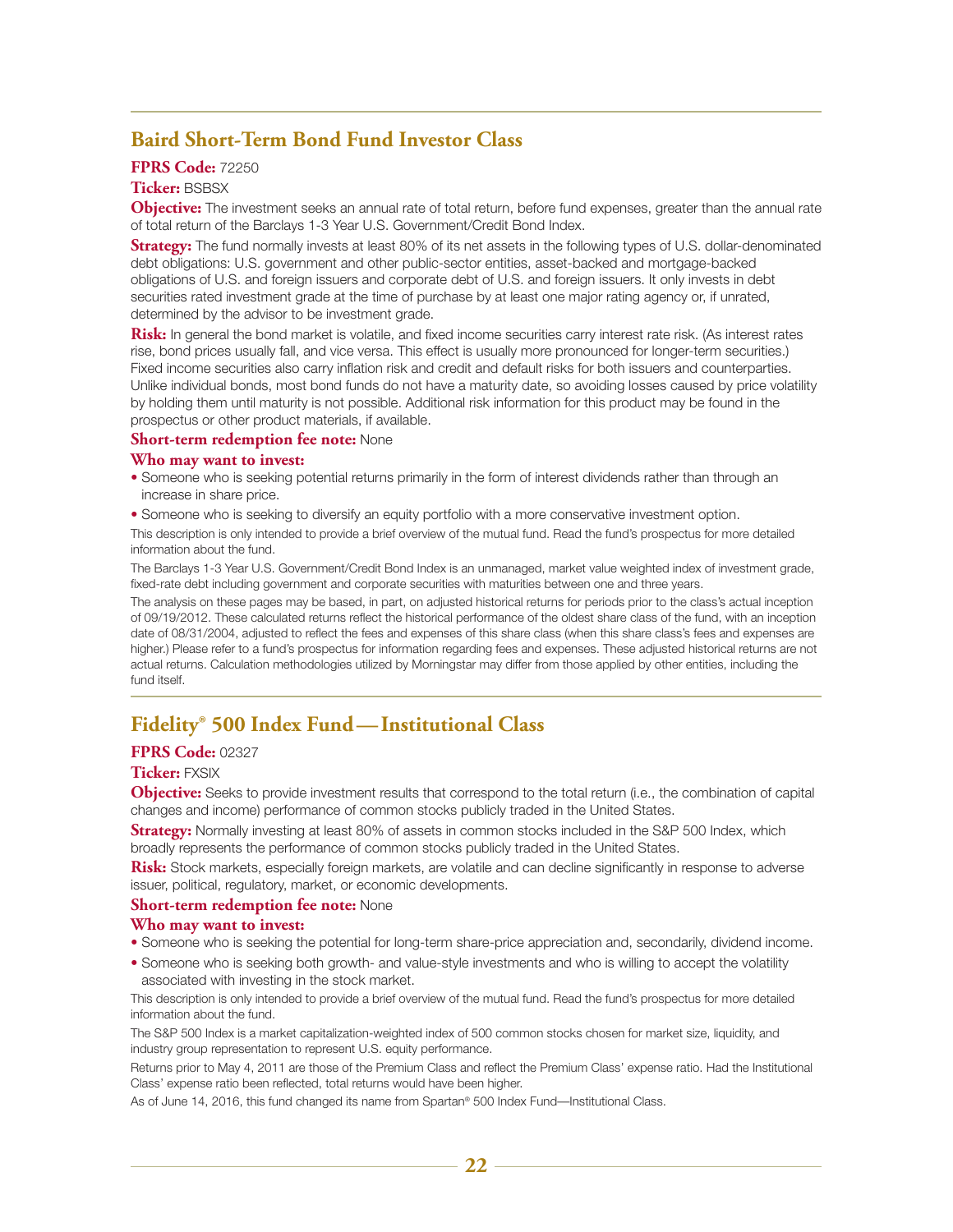## Baird Short-Term Bond Fund Investor Class

**FPRS Code:** 72250

**Ticker:** BSBSX

**Objective:** The investment seeks an annual rate of total return, before fund expenses, greater than the annual rate of total return of the Barclays 1-3 Year U.S. Government/Credit Bond Index.

**Strategy:** The fund normally invests at least 80% of its net assets in the following types of U.S. dollar-denominated debt obligations: U.S. government and other public-sector entities, asset-backed and mortgage-backed obligations of U.S. and foreign issuers and corporate debt of U.S. and foreign issuers. It only invests in debt securities rated investment grade at the time of purchase by at least one major rating agency or, if unrated, determined by the advisor to be investment grade.

**Risk:** In general the bond market is volatile, and fixed income securities carry interest rate risk. (As interest rates rise, bond prices usually fall, and vice versa. This effect is usually more pronounced for longer-term securities.) Fixed income securities also carry inflation risk and credit and default risks for both issuers and counterparties. Unlike individual bonds, most bond funds do not have a maturity date, so avoiding losses caused by price volatility by holding them until maturity is not possible. Additional risk information for this product may be found in the prospectus or other product materials, if available.

**Short-term redemption fee note:** None

**Who may want to invest:**

- Someone who is seeking potential returns primarily in the form of interest dividends rather than through an increase in share price.
- Someone who is seeking to diversify an equity portfolio with a more conservative investment option.

This description is only intended to provide a brief overview of the mutual fund. Read the fund's prospectus for more detailed information about the fund.

The Barclays 1-3 Year U.S. Government/Credit Bond Index is an unmanaged, market value weighted index of investment grade, fixed-rate debt including government and corporate securities with maturities between one and three years.

The analysis on these pages may be based, in part, on adjusted historical returns for periods prior to the class's actual inception of 09/19/2012. These calculated returns reflect the historical performance of the oldest share class of the fund, with an inception date of 08/31/2004, adjusted to reflect the fees and expenses of this share class (when this share class's fees and expenses are higher.) Please refer to a fund's prospectus for information regarding fees and expenses. These adjusted historical returns are not actual returns. Calculation methodologies utilized by Morningstar may differ from those applied by other entities, including the fund itself.

## Fidelity® 500 Index Fund—Institutional Class

**FPRS Code:** 02327

**Ticker:** FXSIX

**Objective:** Seeks to provide investment results that correspond to the total return (i.e., the combination of capital changes and income) performance of common stocks publicly traded in the United States.

**Strategy:** Normally investing at least 80% of assets in common stocks included in the S&P 500 Index, which broadly represents the performance of common stocks publicly traded in the United States.

**Risk:** Stock markets, especially foreign markets, are volatile and can decline significantly in response to adverse issuer, political, regulatory, market, or economic developments.

**Short-term redemption fee note:** None

**Who may want to invest:**

- Someone who is seeking the potential for long-term share-price appreciation and, secondarily, dividend income.
- Someone who is seeking both growth- and value-style investments and who is willing to accept the volatility associated with investing in the stock market.

This description is only intended to provide a brief overview of the mutual fund. Read the fund's prospectus for more detailed information about the fund.

The S&P 500 Index is a market capitalization-weighted index of 500 common stocks chosen for market size, liquidity, and industry group representation to represent U.S. equity performance.

Returns prior to May 4, 2011 are those of the Premium Class and reflect the Premium Class' expense ratio. Had the Institutional Class' expense ratio been reflected, total returns would have been higher.

As of June 14, 2016, this fund changed its name from Spartan® 500 Index Fund—Institutional Class.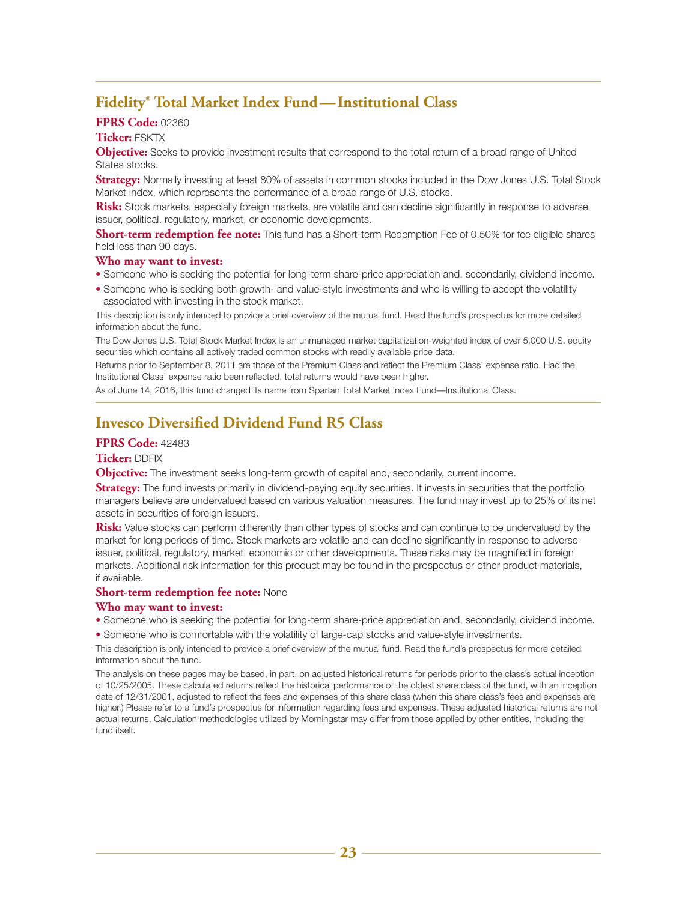## Fidelity® Total Market Index Fund—Institutional Class

**FPRS Code:** 02360

**Ticker:** FSKTX

**Objective:** Seeks to provide investment results that correspond to the total return of a broad range of United States stocks.

**Strategy:** Normally investing at least 80% of assets in common stocks included in the Dow Jones U.S. Total Stock Market Index, which represents the performance of a broad range of U.S. stocks.

**Risk:** Stock markets, especially foreign markets, are volatile and can decline significantly in response to adverse issuer, political, regulatory, market, or economic developments.

**Short-term redemption fee note:** This fund has a Short-term Redemption Fee of 0.50% for fee eligible shares held less than 90 days.

**Who may want to invest:**

- Someone who is seeking the potential for long-term share-price appreciation and, secondarily, dividend income.
- Someone who is seeking both growth- and value-style investments and who is willing to accept the volatility associated with investing in the stock market.

This description is only intended to provide a brief overview of the mutual fund. Read the fund's prospectus for more detailed information about the fund.

The Dow Jones U.S. Total Stock Market Index is an unmanaged market capitalization-weighted index of over 5,000 U.S. equity securities which contains all actively traded common stocks with readily available price data.

Returns prior to September 8, 2011 are those of the Premium Class and reflect the Premium Class' expense ratio. Had the Institutional Class' expense ratio been reflected, total returns would have been higher.

As of June 14, 2016, this fund changed its name from Spartan Total Market Index Fund—Institutional Class.

## Invesco Diversified Dividend Fund R5 Class

**FPRS Code:** 42483

**Ticker:** DDFIX

**Objective:** The investment seeks long-term growth of capital and, secondarily, current income.

**Strategy:** The fund invests primarily in dividend-paying equity securities. It invests in securities that the portfolio managers believe are undervalued based on various valuation measures. The fund may invest up to 25% of its net assets in securities of foreign issuers.

**Risk:** Value stocks can perform differently than other types of stocks and can continue to be undervalued by the market for long periods of time. Stock markets are volatile and can decline significantly in response to adverse issuer, political, regulatory, market, economic or other developments. These risks may be magnified in foreign markets. Additional risk information for this product may be found in the prospectus or other product materials, if available.

**Short-term redemption fee note:** None

**Who may want to invest:**

- Someone who is seeking the potential for long-term share-price appreciation and, secondarily, dividend income.
- Someone who is comfortable with the volatility of large-cap stocks and value-style investments.

This description is only intended to provide a brief overview of the mutual fund. Read the fund's prospectus for more detailed information about the fund.

The analysis on these pages may be based, in part, on adjusted historical returns for periods prior to the class's actual inception of 10/25/2005. These calculated returns reflect the historical performance of the oldest share class of the fund, with an inception date of 12/31/2001, adjusted to reflect the fees and expenses of this share class (when this share class's fees and expenses are higher.) Please refer to a fund's prospectus for information regarding fees and expenses. These adjusted historical returns are not actual returns. Calculation methodologies utilized by Morningstar may differ from those applied by other entities, including the fund itself.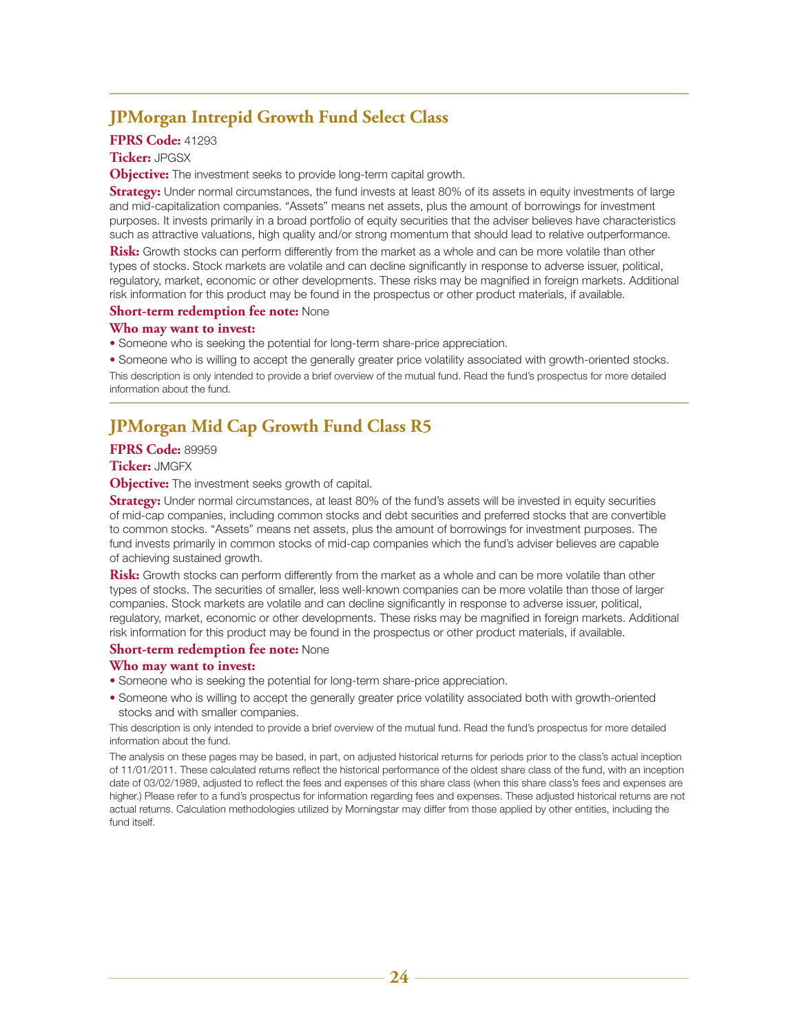## JPMorgan Intrepid Growth Fund Select Class

**FPRS Code:** 41293

**Ticker:** JPGSX

**Objective:** The investment seeks to provide long-term capital growth.

**Strategy:** Under normal circumstances, the fund invests at least 80% of its assets in equity investments of large and mid-capitalization companies. "Assets" means net assets, plus the amount of borrowings for investment purposes. It invests primarily in a broad portfolio of equity securities that the adviser believes have characteristics such as attractive valuations, high quality and/or strong momentum that should lead to relative outperformance.

**Risk:** Growth stocks can perform differently from the market as a whole and can be more volatile than other types of stocks. Stock markets are volatile and can decline significantly in response to adverse issuer, political, regulatory, market, economic or other developments. These risks may be magnified in foreign markets. Additional risk information for this product may be found in the prospectus or other product materials, if available.

**Short-term redemption fee note:** None

**Who may want to invest:**

- Someone who is seeking the potential for long-term share-price appreciation.
- Someone who is willing to accept the generally greater price volatility associated with growth-oriented stocks.

This description is only intended to provide a brief overview of the mutual fund. Read the fund's prospectus for more detailed information about the fund.

## JPMorgan Mid Cap Growth Fund Class R5

**FPRS Code:** 89959

**Ticker:** JMGFX

**Objective:** The investment seeks growth of capital.

**Strategy:** Under normal circumstances, at least 80% of the fund's assets will be invested in equity securities of mid-cap companies, including common stocks and debt securities and preferred stocks that are convertible to common stocks. "Assets" means net assets, plus the amount of borrowings for investment purposes. The fund invests primarily in common stocks of mid-cap companies which the fund's adviser believes are capable of achieving sustained growth.

**Risk:** Growth stocks can perform differently from the market as a whole and can be more volatile than other types of stocks. The securities of smaller, less well-known companies can be more volatile than those of larger companies. Stock markets are volatile and can decline significantly in response to adverse issuer, political, regulatory, market, economic or other developments. These risks may be magnified in foreign markets. Additional risk information for this product may be found in the prospectus or other product materials, if available.

**Short-term redemption fee note:** None

**Who may want to invest:**

- Someone who is seeking the potential for long-term share-price appreciation.
- Someone who is willing to accept the generally greater price volatility associated both with growth-oriented stocks and with smaller companies.

This description is only intended to provide a brief overview of the mutual fund. Read the fund's prospectus for more detailed information about the fund.

The analysis on these pages may be based, in part, on adjusted historical returns for periods prior to the class's actual inception of 11/01/2011. These calculated returns reflect the historical performance of the oldest share class of the fund, with an inception date of 03/02/1989, adjusted to reflect the fees and expenses of this share class (when this share class's fees and expenses are higher.) Please refer to a fund's prospectus for information regarding fees and expenses. These adjusted historical returns are not actual returns. Calculation methodologies utilized by Morningstar may differ from those applied by other entities, including the fund itself.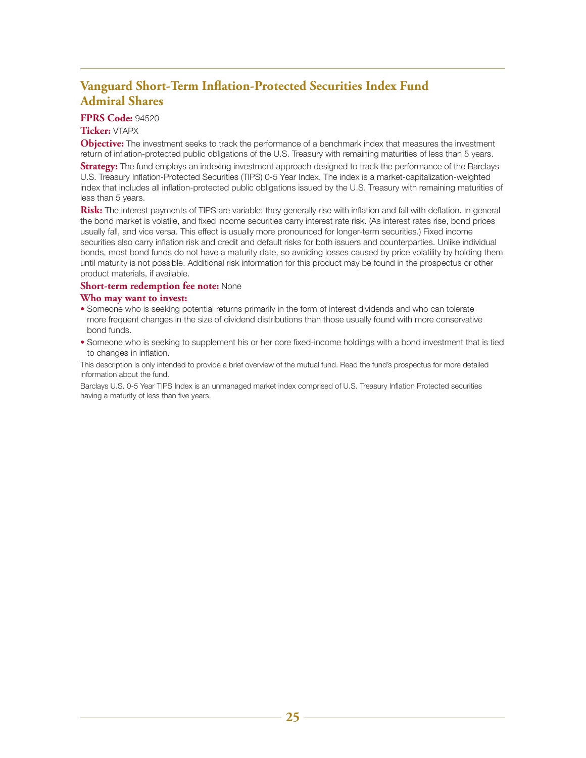## Vanguard Short-Term Inflation-Protected Securities Index Fund Admiral Shares

**FPRS Code:** 94520

**Ticker:** VTAPX

**Objective:** The investment seeks to track the performance of a benchmark index that measures the investment return of inflation-protected public obligations of the U.S. Treasury with remaining maturities of less than 5 years.

**Strategy:** The fund employs an indexing investment approach designed to track the performance of the Barclays U.S. Treasury Inflation-Protected Securities (TIPS) 0-5 Year Index. The index is a market-capitalization-weighted index that includes all inflation-protected public obligations issued by the U.S. Treasury with remaining maturities of less than 5 years.

**Risk:** The interest payments of TIPS are variable; they generally rise with inflation and fall with deflation. In general the bond market is volatile, and fixed income securities carry interest rate risk. (As interest rates rise, bond prices usually fall, and vice versa. This effect is usually more pronounced for longer-term securities.) Fixed income securities also carry inflation risk and credit and default risks for both issuers and counterparties. Unlike individual bonds, most bond funds do not have a maturity date, so avoiding losses caused by price volatility by holding them until maturity is not possible. Additional risk information for this product may be found in the prospectus or other product materials, if available.

**Short-term redemption fee note:** None

**Who may want to invest:**

- Someone who is seeking potential returns primarily in the form of interest dividends and who can tolerate more frequent changes in the size of dividend distributions than those usually found with more conservative bond funds.
- Someone who is seeking to supplement his or her core fixed-income holdings with a bond investment that is tied to changes in inflation.

This description is only intended to provide a brief overview of the mutual fund. Read the fund's prospectus for more detailed information about the fund.

Barclays U.S. 0-5 Year TIPS Index is an unmanaged market index comprised of U.S. Treasury Inflation Protected securities having a maturity of less than five years.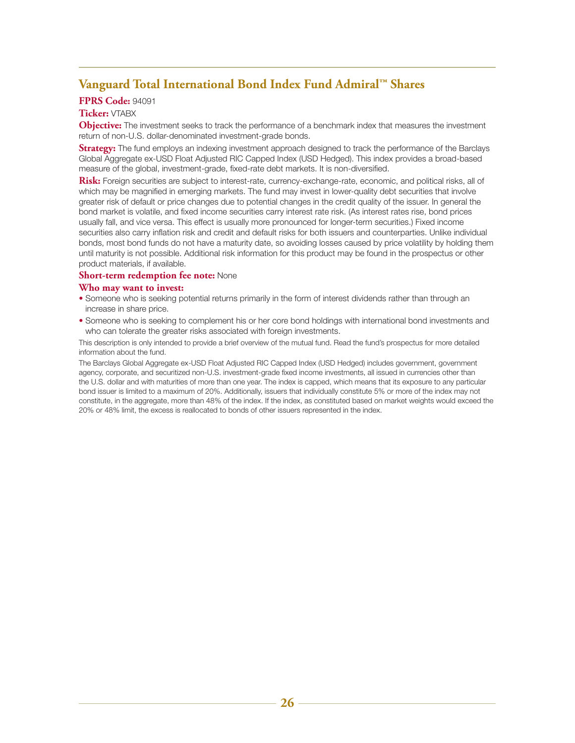## Vanguard Total International Bond Index Fund Admiral™ Shares

**FPRS Code:** 94091

**Ticker:** VTABX

**Objective:** The investment seeks to track the performance of a benchmark index that measures the investment return of non-U.S. dollar-denominated investment-grade bonds.

**Strategy:** The fund employs an indexing investment approach designed to track the performance of the Barclays Global Aggregate ex-USD Float Adjusted RIC Capped Index (USD Hedged). This index provides a broad-based measure of the global, investment-grade, fixed-rate debt markets. It is non-diversified.

**Risk:** Foreign securities are subject to interest-rate, currency-exchange-rate, economic, and political risks, all of which may be magnified in emerging markets. The fund may invest in lower-quality debt securities that involve greater risk of default or price changes due to potential changes in the credit quality of the issuer. In general the bond market is volatile, and fixed income securities carry interest rate risk. (As interest rates rise, bond prices usually fall, and vice versa. This effect is usually more pronounced for longer-term securities.) Fixed income securities also carry inflation risk and credit and default risks for both issuers and counterparties. Unlike individual bonds, most bond funds do not have a maturity date, so avoiding losses caused by price volatility by holding them until maturity is not possible. Additional risk information for this product may be found in the prospectus or other product materials, if available.

**Short-term redemption fee note:** None

**Who may want to invest:**

- Someone who is seeking potential returns primarily in the form of interest dividends rather than through an increase in share price.
- Someone who is seeking to complement his or her core bond holdings with international bond investments and who can tolerate the greater risks associated with foreign investments.

This description is only intended to provide a brief overview of the mutual fund. Read the fund's prospectus for more detailed information about the fund.

The Barclays Global Aggregate ex-USD Float Adjusted RIC Capped Index (USD Hedged) includes government, government agency, corporate, and securitized non-U.S. investment-grade fixed income investments, all issued in currencies other than the U.S. dollar and with maturities of more than one year. The index is capped, which means that its exposure to any particular bond issuer is limited to a maximum of 20%. Additionally, issuers that individually constitute 5% or more of the index may not constitute, in the aggregate, more than 48% of the index. If the index, as constituted based on market weights would exceed the 20% or 48% limit, the excess is reallocated to bonds of other issuers represented in the index.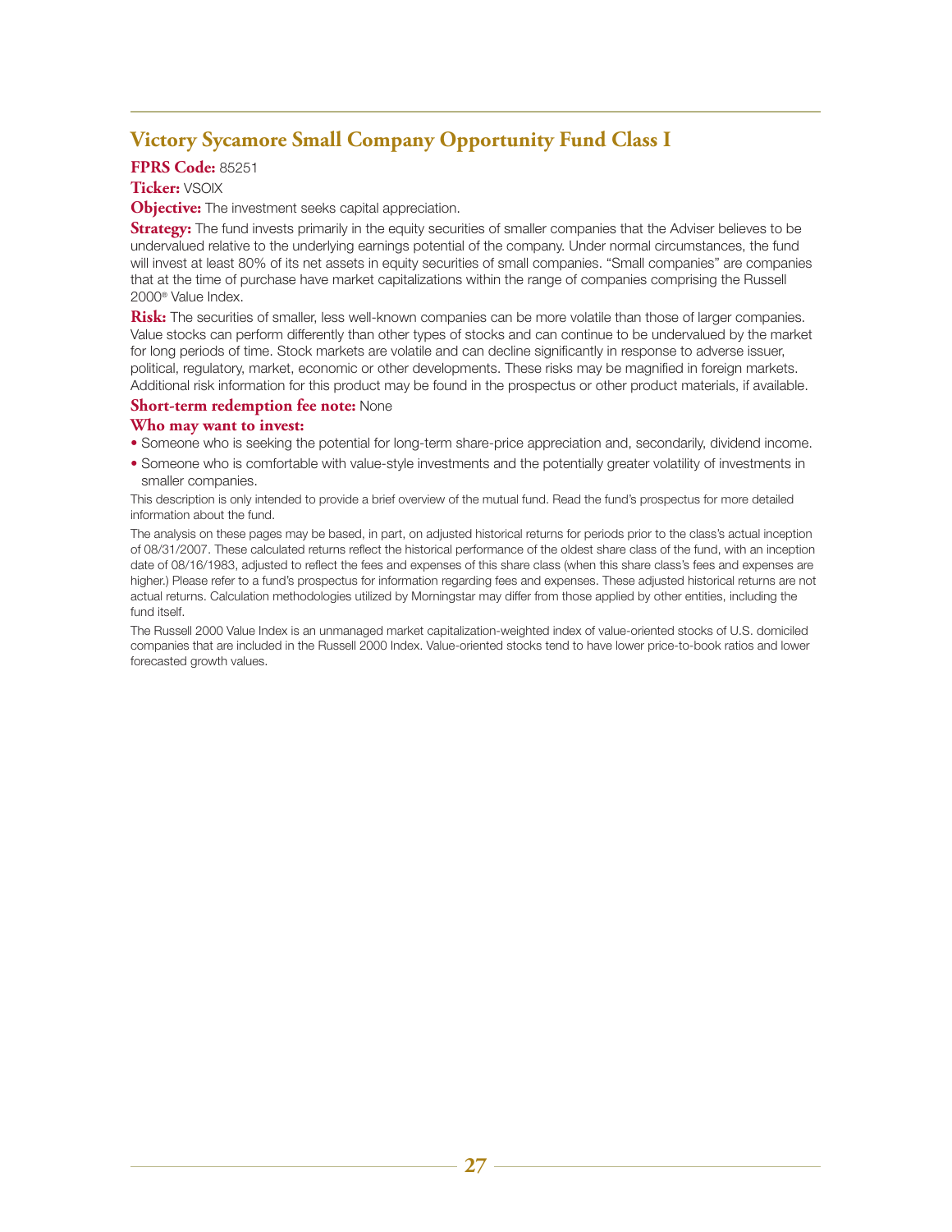## Victory Sycamore Small Company Opportunity Fund Class I

**FPRS Code:** 85251

**Ticker:** VSOIX

**Objective:** The investment seeks capital appreciation.

**Strategy:** The fund invests primarily in the equity securities of smaller companies that the Adviser believes to be undervalued relative to the underlying earnings potential of the company. Under normal circumstances, the fund will invest at least 80% of its net assets in equity securities of small companies. "Small companies" are companies that at the time of purchase have market capitalizations within the range of companies comprising the Russell 2000® Value Index.

**Risk:** The securities of smaller, less well-known companies can be more volatile than those of larger companies. Value stocks can perform differently than other types of stocks and can continue to be undervalued by the market for long periods of time. Stock markets are volatile and can decline significantly in response to adverse issuer, political, regulatory, market, economic or other developments. These risks may be magnified in foreign markets. Additional risk information for this product may be found in the prospectus or other product materials, if available.

**Short-term redemption fee note:** None

**Who may want to invest:**

- Someone who is seeking the potential for long-term share-price appreciation and, secondarily, dividend income.
- Someone who is comfortable with value-style investments and the potentially greater volatility of investments in smaller companies.

This description is only intended to provide a brief overview of the mutual fund. Read the fund's prospectus for more detailed information about the fund.

The analysis on these pages may be based, in part, on adjusted historical returns for periods prior to the class's actual inception of 08/31/2007. These calculated returns reflect the historical performance of the oldest share class of the fund, with an inception date of 08/16/1983, adjusted to reflect the fees and expenses of this share class (when this share class's fees and expenses are higher.) Please refer to a fund's prospectus for information regarding fees and expenses. These adjusted historical returns are not actual returns. Calculation methodologies utilized by Morningstar may differ from those applied by other entities, including the fund itself.

The Russell 2000 Value Index is an unmanaged market capitalization-weighted index of value-oriented stocks of U.S. domiciled companies that are included in the Russell 2000 Index. Value-oriented stocks tend to have lower price-to-book ratios and lower forecasted growth values.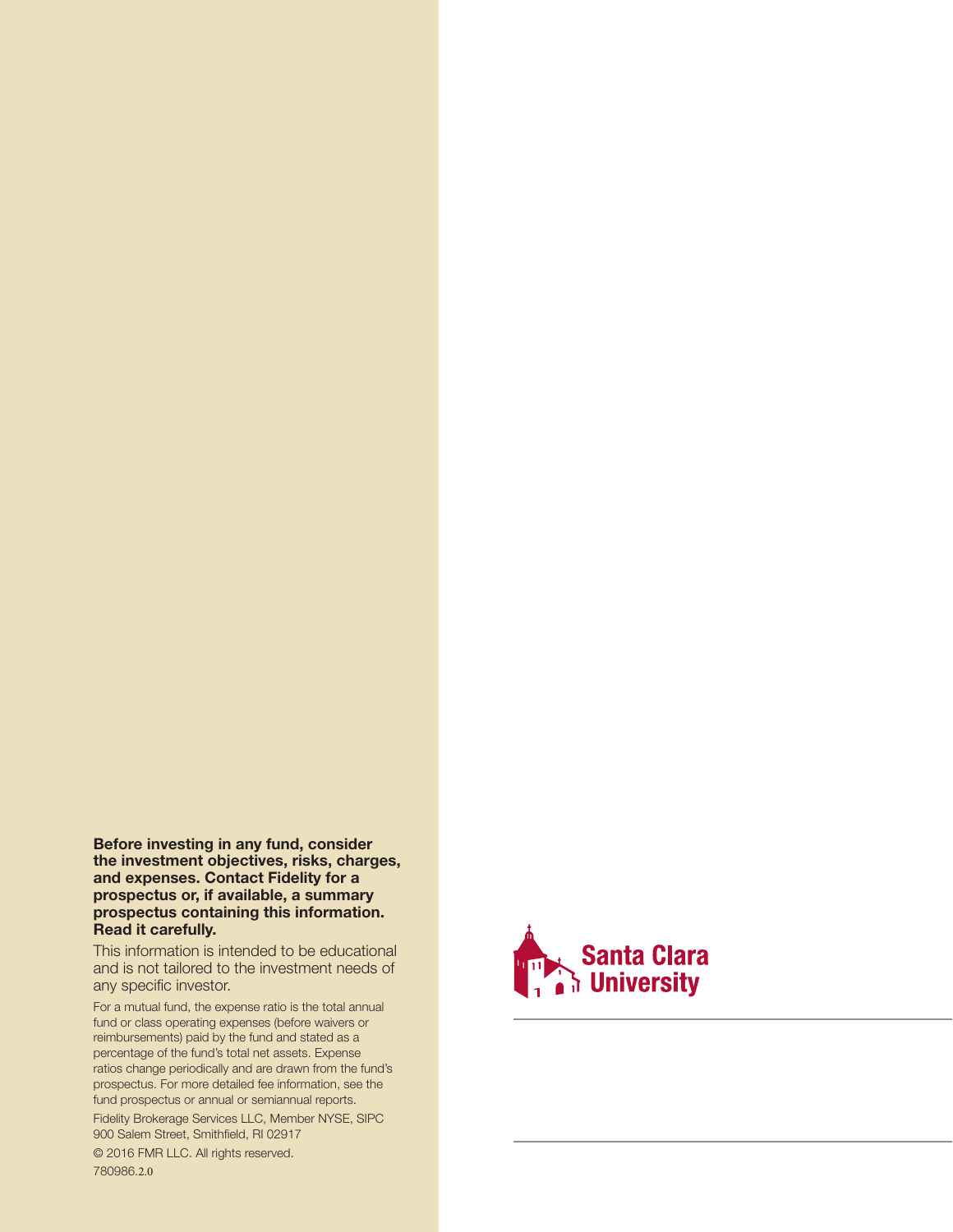**Before investing in any fund, consider the investment objectives, risks, charges, and expenses. Contact Fidelity for a prospectus or, if available, a summary prospectus containing this information. Read it carefully.**

This information is intended to be educational and is not tailored to the investment needs of any specific investor.

For a mutual fund, the expense ratio is the total annual fund or class operating expenses (before waivers or reimbursements) paid by the fund and stated as a percentage of the fund's total net assets. Expense ratios change periodically and are drawn from the fund's prospectus. For more detailed fee information, see the fund prospectus or annual or semiannual reports.

Fidelity Brokerage Services LLC, Member NYSE, SIPC
900 Salem Street, Smithfield, RI 02917

© 2016 FMR LLC. All rights reserved.

780986.2.0

Santa Clara University